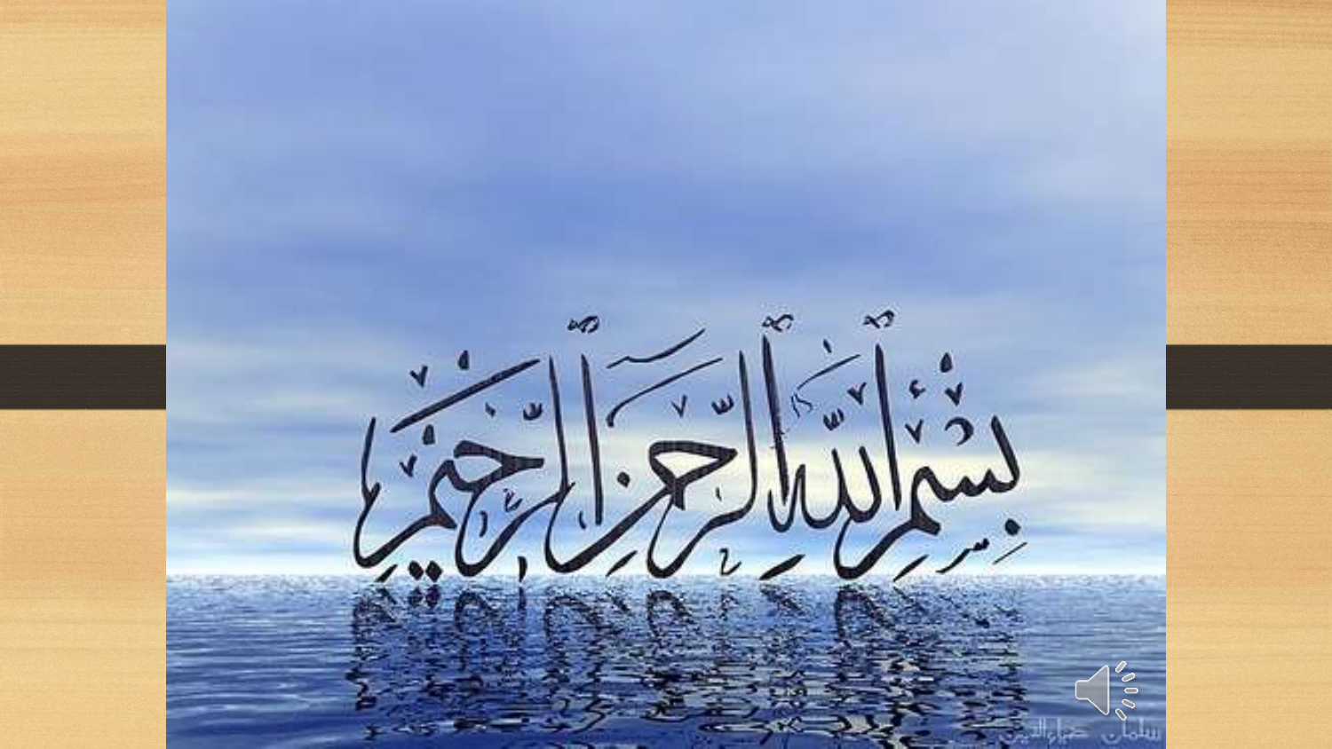بِسْمِ اللهِ الرَّحْمٰنِ الرَّحِيمِ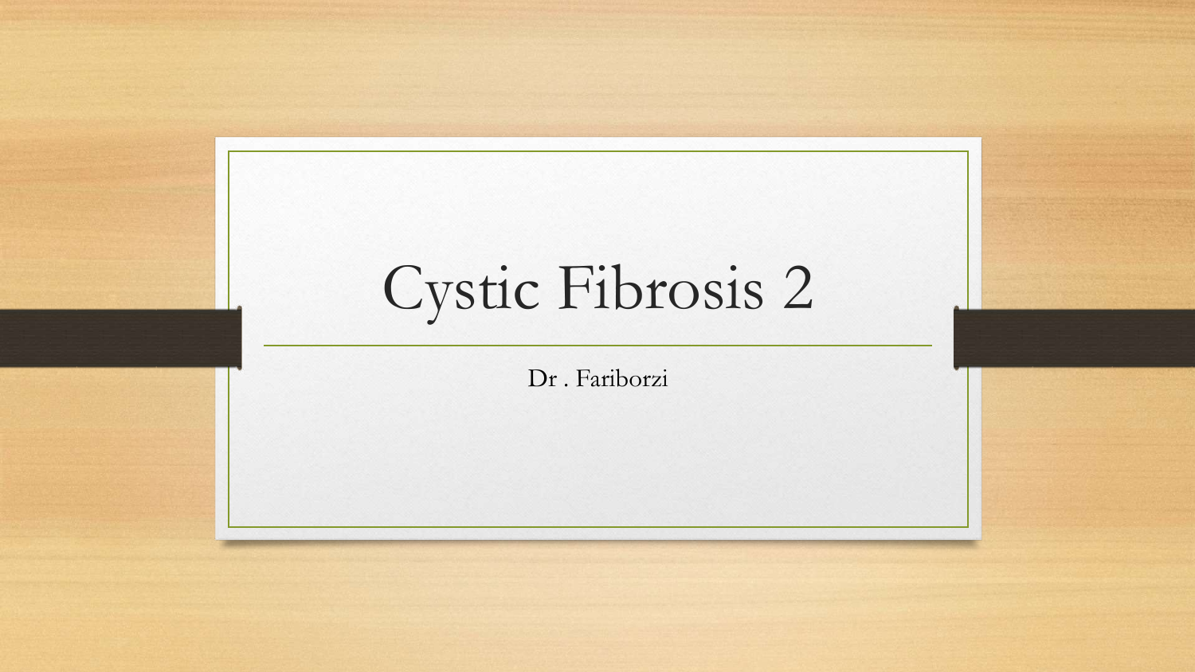# Cystic Fibrosis 2

Dr . Fariborzi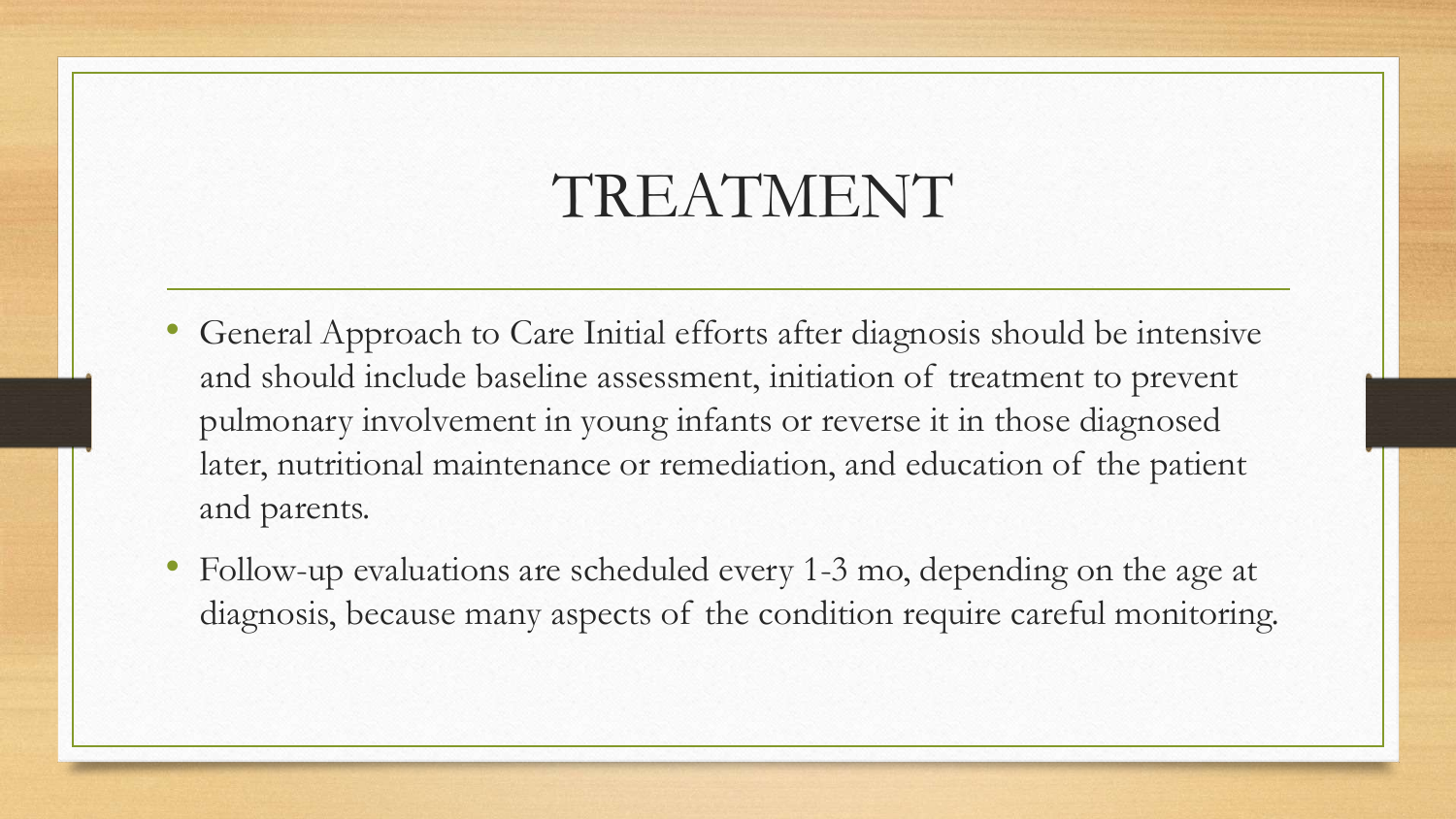# TREATMENT

- General Approach to Care Initial efforts after diagnosis should be intensive and should include baseline assessment, initiation of treatment to prevent pulmonary involvement in young infants or reverse it in those diagnosed later, nutritional maintenance or remediation, and education of the patient and parents.
- Follow-up evaluations are scheduled every 1-3 mo, depending on the age at diagnosis, because many aspects of the condition require careful monitoring.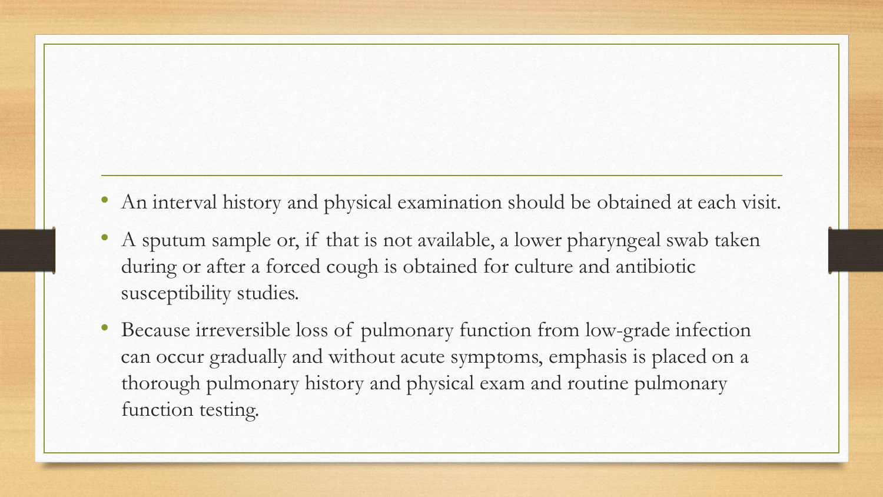- An interval history and physical examination should be obtained at each visit.
- A sputum sample or, if that is not available, a lower pharyngeal swab taken during or after a forced cough is obtained for culture and antibiotic susceptibility studies.
- Because irreversible loss of pulmonary function from low-grade infection can occur gradually and without acute symptoms, emphasis is placed on a thorough pulmonary history and physical exam and routine pulmonary function testing.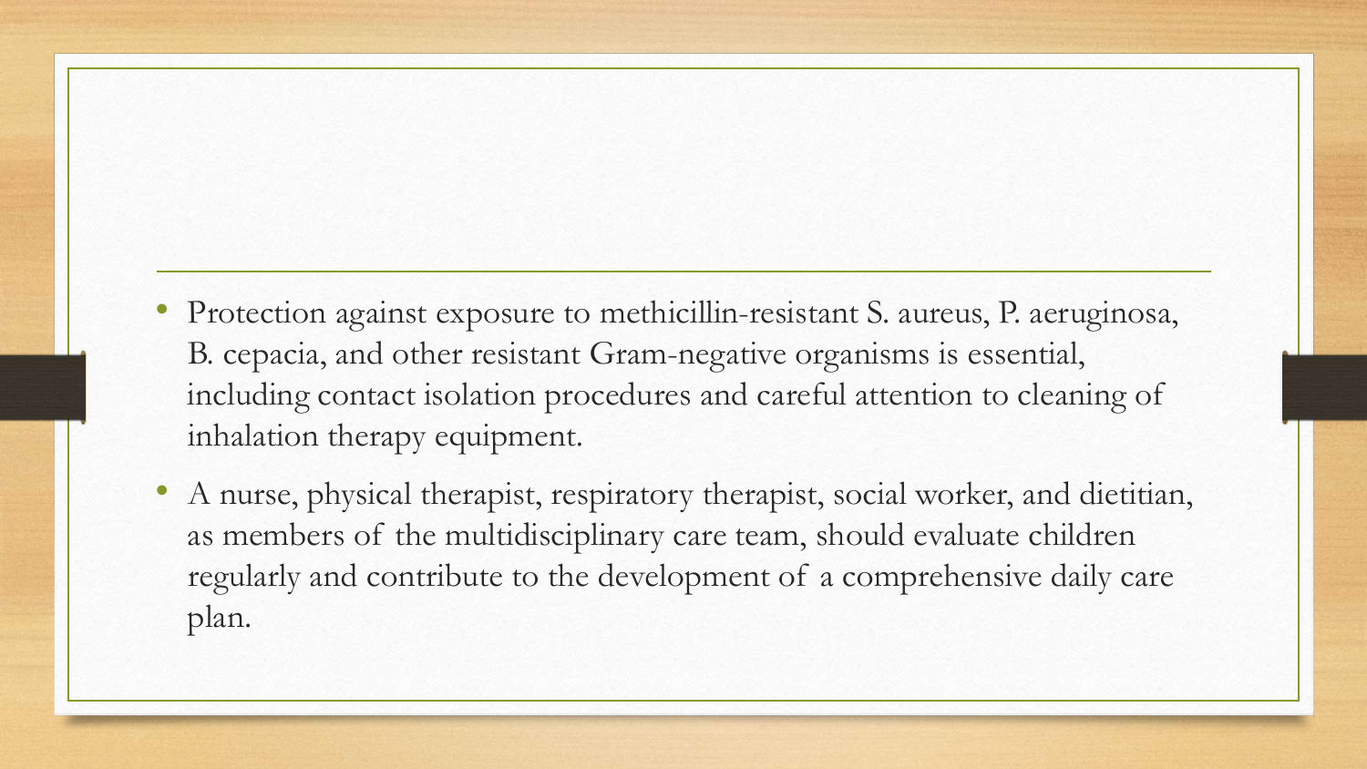- Protection against exposure to methicillin-resistant S. aureus, P. aeruginosa, B. cepacia, and other resistant Gram-negative organisms is essential, including contact isolation procedures and careful attention to cleaning of inhalation therapy equipment.
- A nurse, physical therapist, respiratory therapist, social worker, and dietitian, as members of the multidisciplinary care team, should evaluate children regularly and contribute to the development of a comprehensive daily care plan.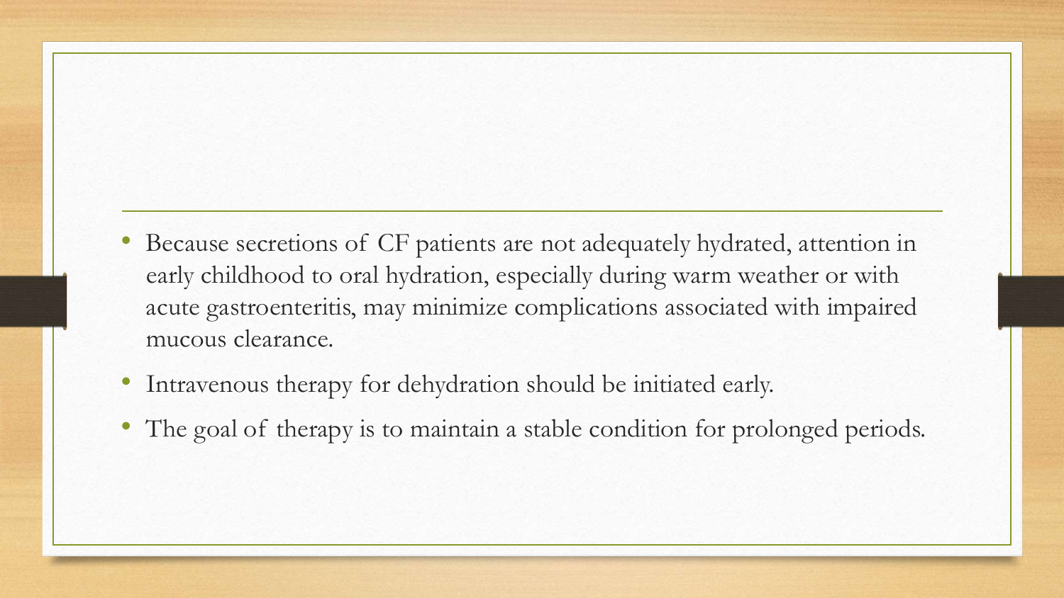- Because secretions of CF patients are not adequately hydrated, attention in early childhood to oral hydration, especially during warm weather or with acute gastroenteritis, may minimize complications associated with impaired mucous clearance.
- Intravenous therapy for dehydration should be initiated early.
- The goal of therapy is to maintain a stable condition for prolonged periods.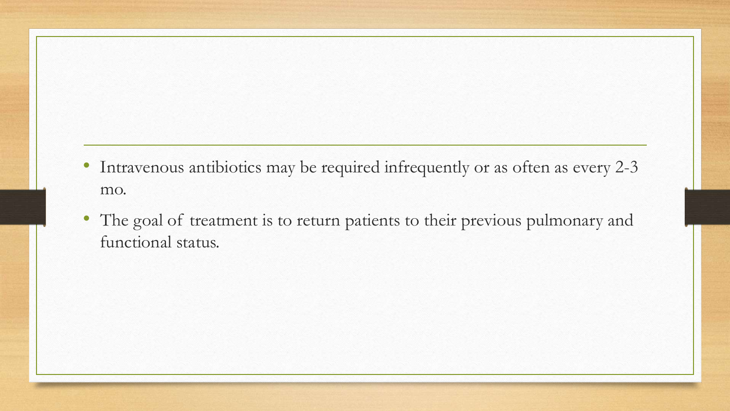- Intravenous antibiotics may be required infrequently or as often as every 2-3 mo.
- The goal of treatment is to return patients to their previous pulmonary and functional status.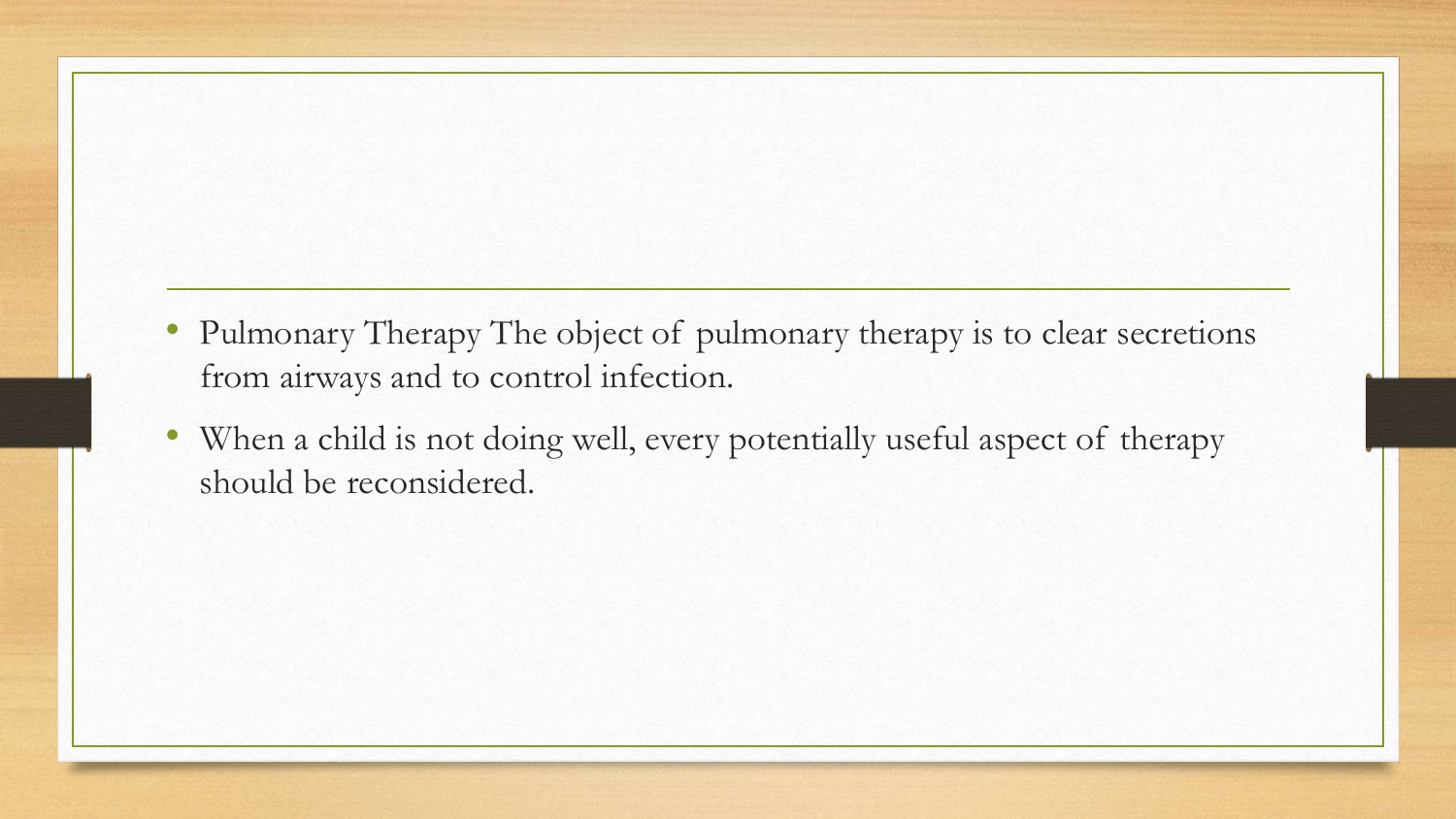- Pulmonary Therapy The object of pulmonary therapy is to clear secretions from airways and to control infection.
- When a child is not doing well, every potentially useful aspect of therapy should be reconsidered.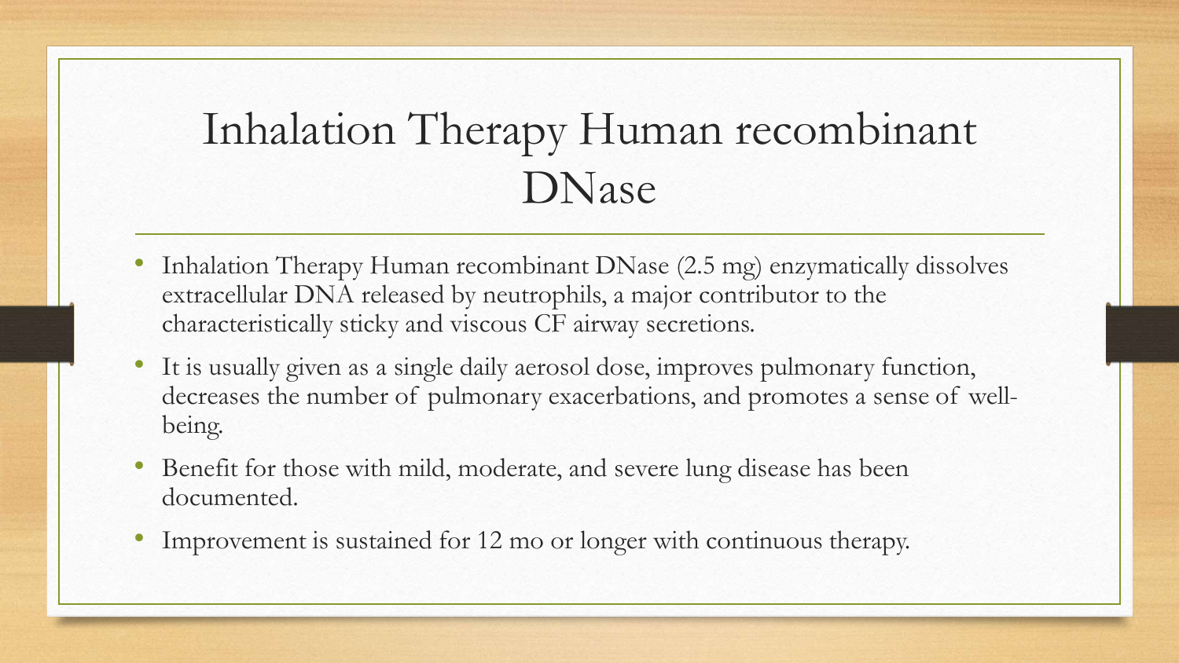# Inhalation Therapy Human recombinant DNase

- Inhalation Therapy Human recombinant DNase (2.5 mg) enzymatically dissolves extracellular DNA released by neutrophils, a major contributor to the characteristically sticky and viscous CF airway secretions.
- It is usually given as a single daily aerosol dose, improves pulmonary function, decreases the number of pulmonary exacerbations, and promotes a sense of well-being.
- Benefit for those with mild, moderate, and severe lung disease has been documented.
- Improvement is sustained for 12 mo or longer with continuous therapy.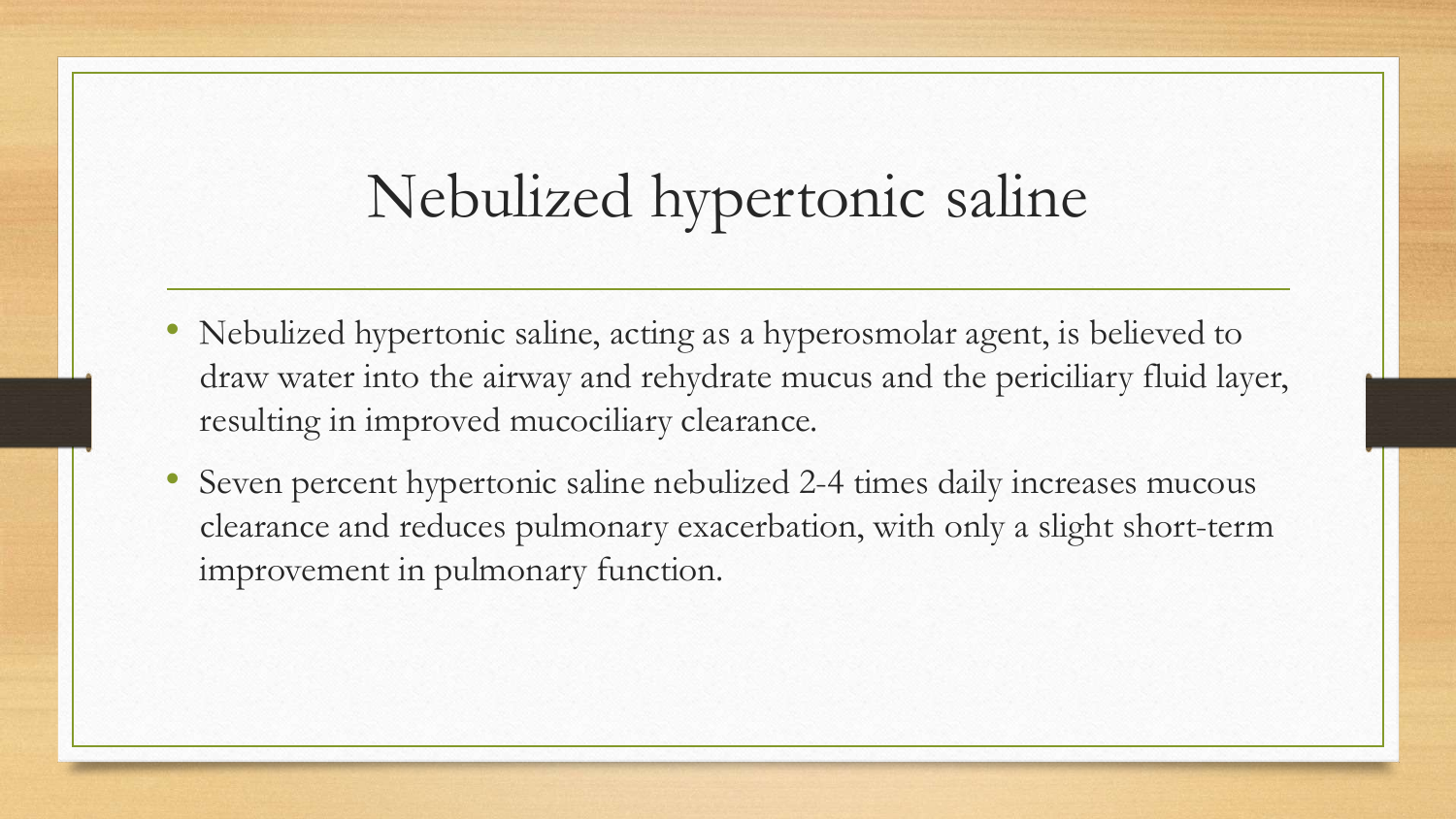# Nebulized hypertonic saline

- Nebulized hypertonic saline, acting as a hyperosmolar agent, is believed to draw water into the airway and rehydrate mucus and the periciliary fluid layer, resulting in improved mucociliary clearance.
- Seven percent hypertonic saline nebulized 2-4 times daily increases mucous clearance and reduces pulmonary exacerbation, with only a slight short-term improvement in pulmonary function.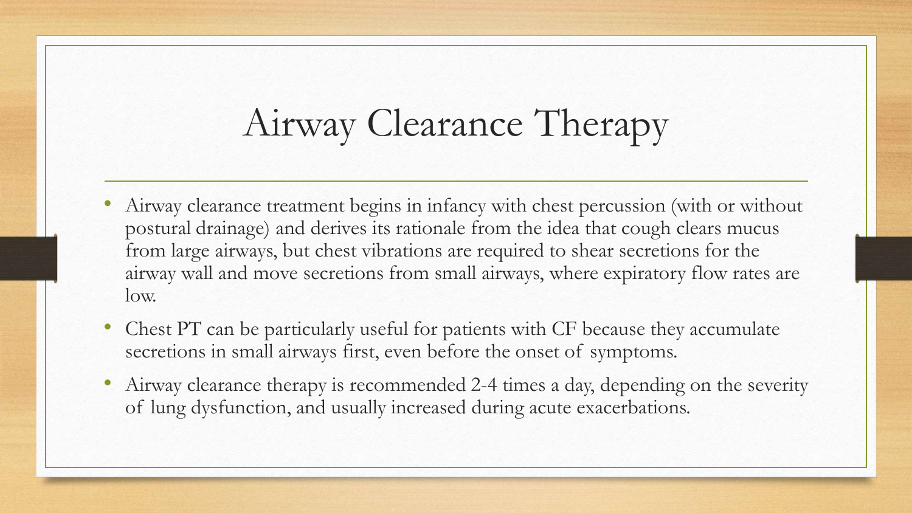# Airway Clearance Therapy

- Airway clearance treatment begins in infancy with chest percussion (with or without postural drainage) and derives its rationale from the idea that cough clears mucus from large airways, but chest vibrations are required to shear secretions for the airway wall and move secretions from small airways, where expiratory flow rates are low.
- Chest PT can be particularly useful for patients with CF because they accumulate secretions in small airways first, even before the onset of symptoms.
- Airway clearance therapy is recommended 2-4 times a day, depending on the severity of lung dysfunction, and usually increased during acute exacerbations.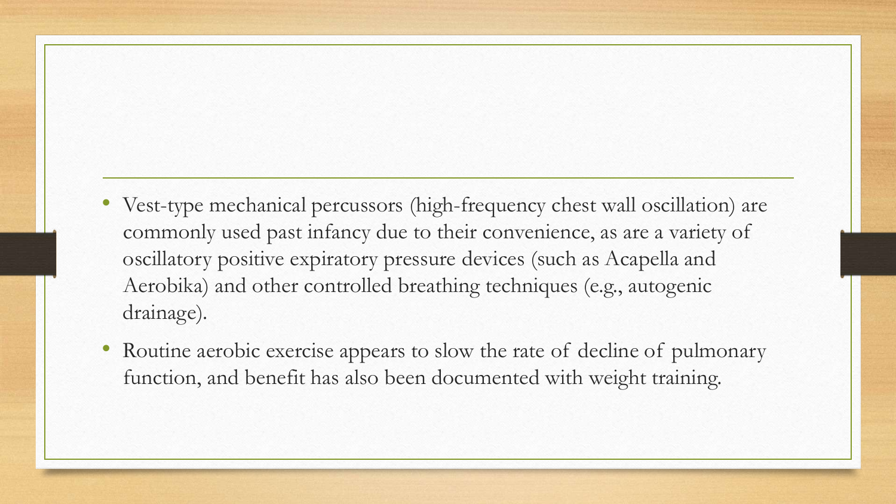- Vest-type mechanical percussors (high-frequency chest wall oscillation) are commonly used past infancy due to their convenience, as are a variety of oscillatory positive expiratory pressure devices (such as Acapella and Aerobika) and other controlled breathing techniques (e.g., autogenic drainage).
- Routine aerobic exercise appears to slow the rate of decline of pulmonary function, and benefit has also been documented with weight training.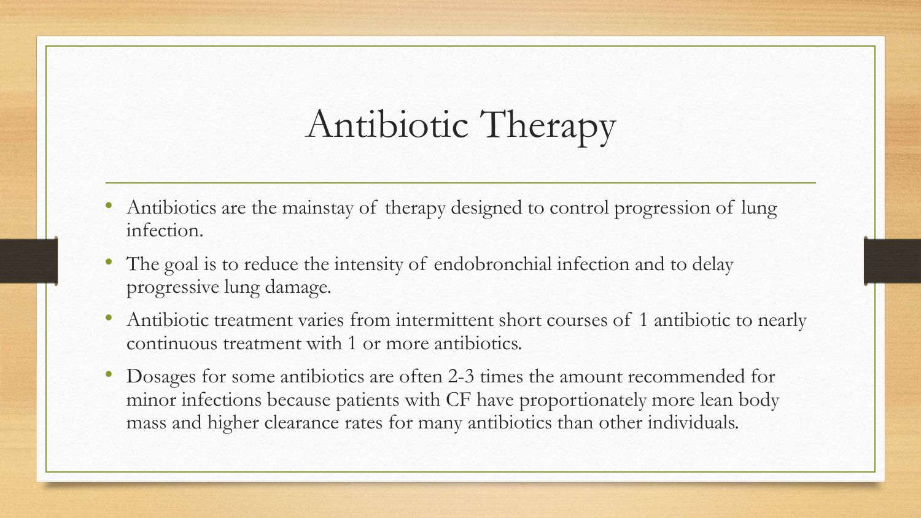# Antibiotic Therapy

- Antibiotics are the mainstay of therapy designed to control progression of lung infection.
- The goal is to reduce the intensity of endobronchial infection and to delay progressive lung damage.
- Antibiotic treatment varies from intermittent short courses of 1 antibiotic to nearly continuous treatment with 1 or more antibiotics.
- Dosages for some antibiotics are often 2-3 times the amount recommended for minor infections because patients with CF have proportionately more lean body mass and higher clearance rates for many antibiotics than other individuals.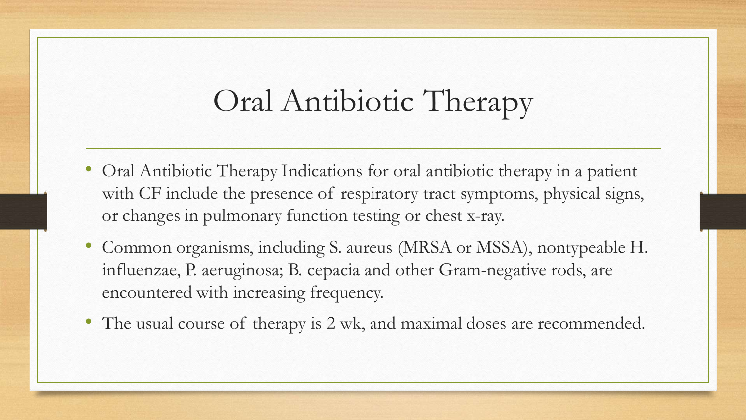# Oral Antibiotic Therapy

- Oral Antibiotic Therapy Indications for oral antibiotic therapy in a patient with CF include the presence of respiratory tract symptoms, physical signs, or changes in pulmonary function testing or chest x-ray.
- Common organisms, including S. aureus (MRSA or MSSA), nontypeable H. influenzae, P. aeruginosa; B. cepacia and other Gram-negative rods, are encountered with increasing frequency.
- The usual course of therapy is 2 wk, and maximal doses are recommended.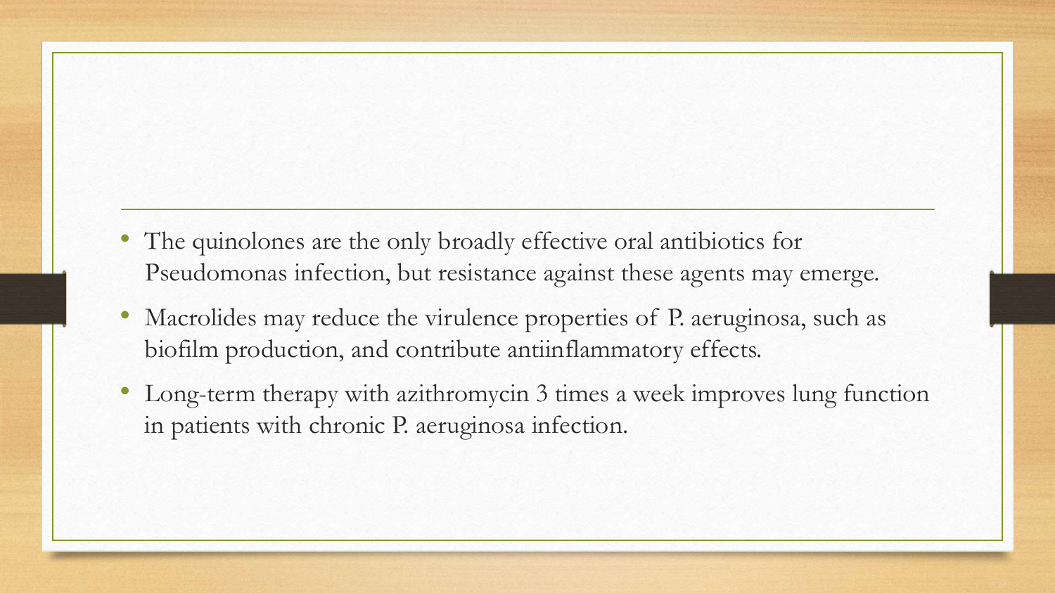- The quinolones are the only broadly effective oral antibiotics for Pseudomonas infection, but resistance against these agents may emerge.
- Macrolides may reduce the virulence properties of P. aeruginosa, such as biofilm production, and contribute antiinflammatory effects.
- Long-term therapy with azithromycin 3 times a week improves lung function in patients with chronic P. aeruginosa infection.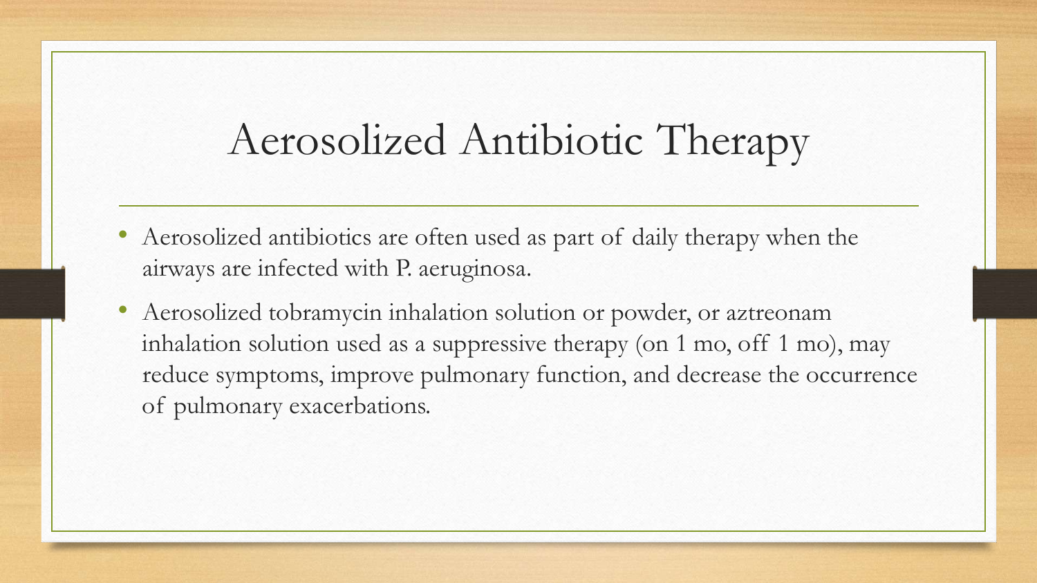# Aerosolized Antibiotic Therapy

- Aerosolized antibiotics are often used as part of daily therapy when the airways are infected with P. aeruginosa.
- Aerosolized tobramycin inhalation solution or powder, or aztreonam inhalation solution used as a suppressive therapy (on 1 mo, off 1 mo), may reduce symptoms, improve pulmonary function, and decrease the occurrence of pulmonary exacerbations.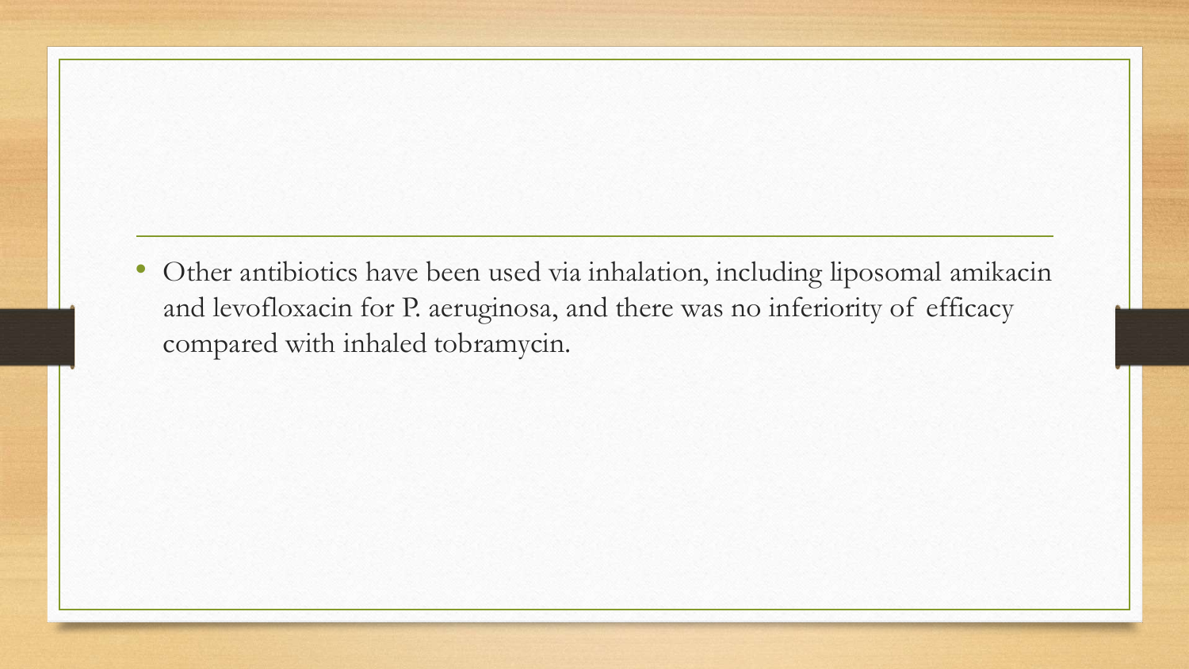- Other antibiotics have been used via inhalation, including liposomal amikacin and levofloxacin for P. aeruginosa, and there was no inferiority of efficacy compared with inhaled tobramycin.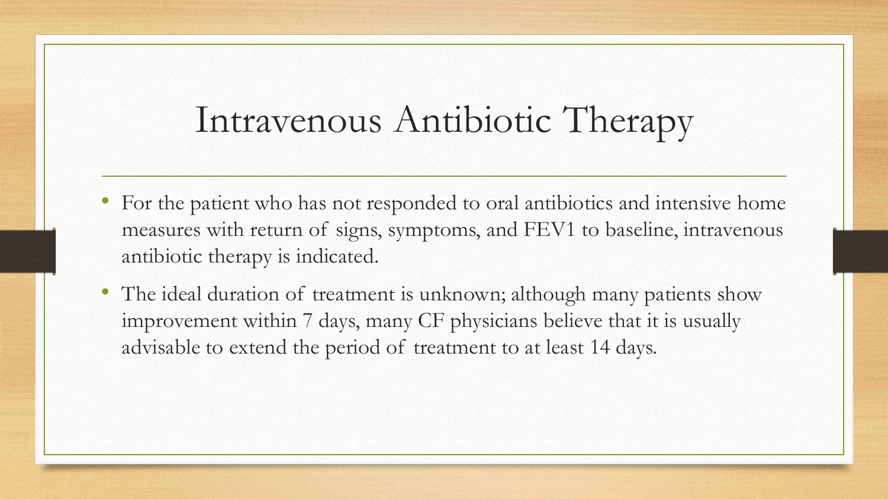# Intravenous Antibiotic Therapy

- For the patient who has not responded to oral antibiotics and intensive home measures with return of signs, symptoms, and FEV1 to baseline, intravenous antibiotic therapy is indicated.
- The ideal duration of treatment is unknown; although many patients show improvement within 7 days, many CF physicians believe that it is usually advisable to extend the period of treatment to at least 14 days.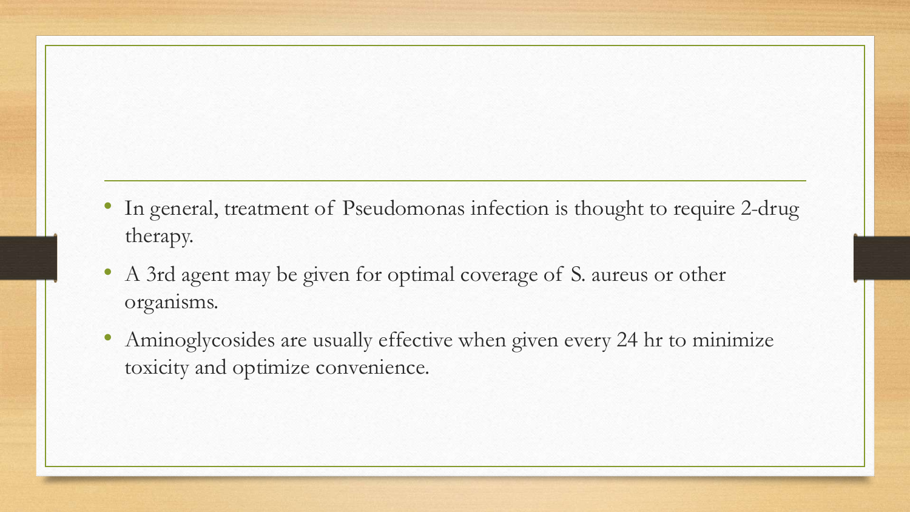- In general, treatment of Pseudomonas infection is thought to require 2-drug therapy.
- A 3rd agent may be given for optimal coverage of S. aureus or other organisms.
- Aminoglycosides are usually effective when given every 24 hr to minimize toxicity and optimize convenience.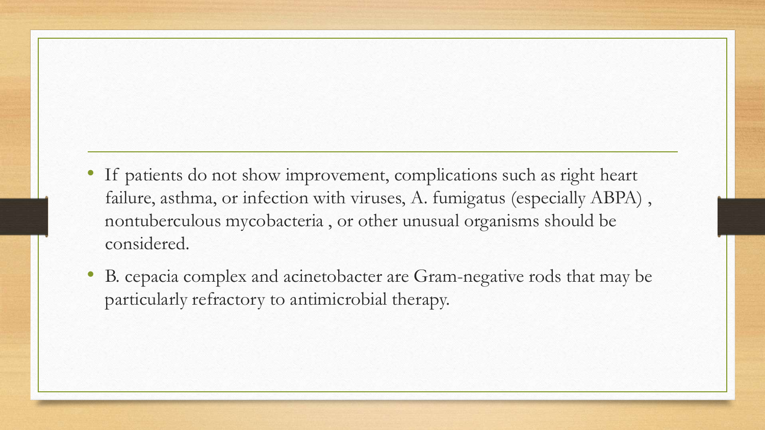- If patients do not show improvement, complications such as right heart failure, asthma, or infection with viruses, A. fumigatus (especially ABPA) , nontuberculous mycobacteria , or other unusual organisms should be considered.
- B. cepacia complex and acinetobacter are Gram-negative rods that may be particularly refractory to antimicrobial therapy.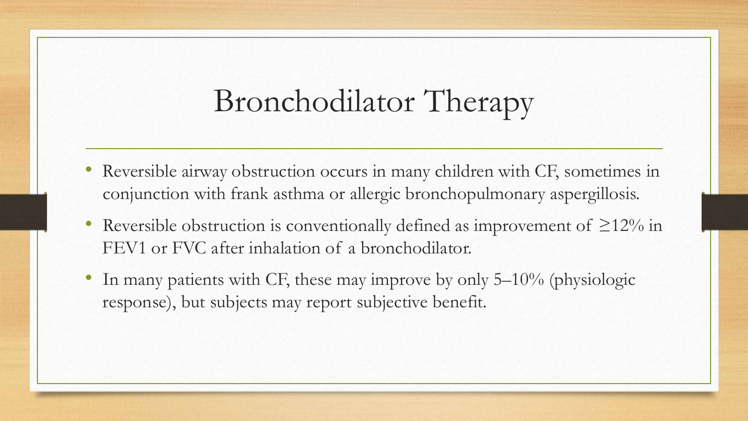# Bronchodilator Therapy

- Reversible airway obstruction occurs in many children with CF, sometimes in conjunction with frank asthma or allergic bronchopulmonary aspergillosis.
- Reversible obstruction is conventionally defined as improvement of ≥12% in FEV1 or FVC after inhalation of a bronchodilator.
- In many patients with CF, these may improve by only 5–10% (physiologic response), but subjects may report subjective benefit.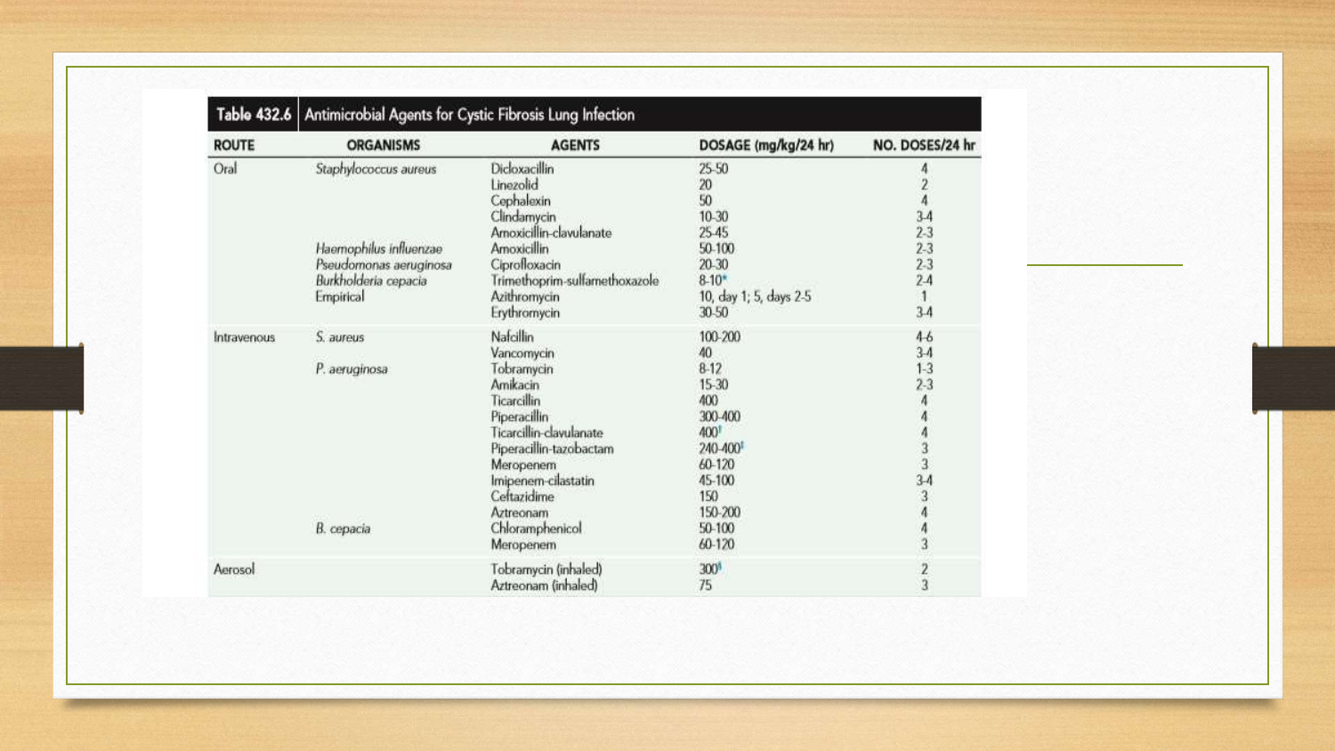**Table 432.6** Antimicrobial Agents for Cystic Fibrosis Lung Infection

| ROUTE | ORGANISMS | AGENTS | DOSAGE (mg/kg/24 hr) | NO. DOSES/24 hr |
|---|---|---|---|---|
| Oral | *Staphylococcus aureus* | Dicloxacillin | 25-50 | 4 |
| | | Linezolid | 20 | 2 |
| | | Cephalexin | 50 | 4 |
| | | Clindamycin | 10-30 | 3-4 |
| | | Amoxicillin-clavulanate | 25-45 | 2-3 |
| | *Haemophilus influenzae* | Amoxicillin | 50-100 | 2-3 |
| | *Pseudomonas aeruginosa* | Ciprofloxacin | 20-30 | 2-3 |
| | *Burkholderia cepacia* | Trimethoprim-sulfamethoxazole | 8-10* | 2-4 |
| | Empirical | Azithromycin | 10, day 1; 5, days 2-5 | 1 |
| | | Erythromycin | 30-50 | 3-4 |
| Intravenous | *S. aureus* | Nafcillin | 100-200 | 4-6 |
| | | Vancomycin | 40 | 3-4 |
| | *P. aeruginosa* | Tobramycin | 8-12 | 1-3 |
| | | Amikacin | 15-30 | 2-3 |
| | | Ticarcillin | 400 | 4 |
| | | Piperacillin | 300-400 | 4 |
| | | Ticarcillin-clavulanate | 400† | 4 |
| | | Piperacillin-tazobactam | 240-400‡ | 3 |
| | | Meropenem | 60-120 | 3 |
| | | Imipenem-cilastatin | 45-100 | 3-4 |
| | | Ceftazidime | 150 | 3 |
| | | Aztreonam | 150-200 | 4 |
| | *B. cepacia* | Chloramphenicol | 50-100 | 4 |
| | | Meropenem | 60-120 | 3 |
| Aerosol | | Tobramycin (inhaled) | 300§ | 2 |
| | | Aztreonam (inhaled) | 75 | 3 |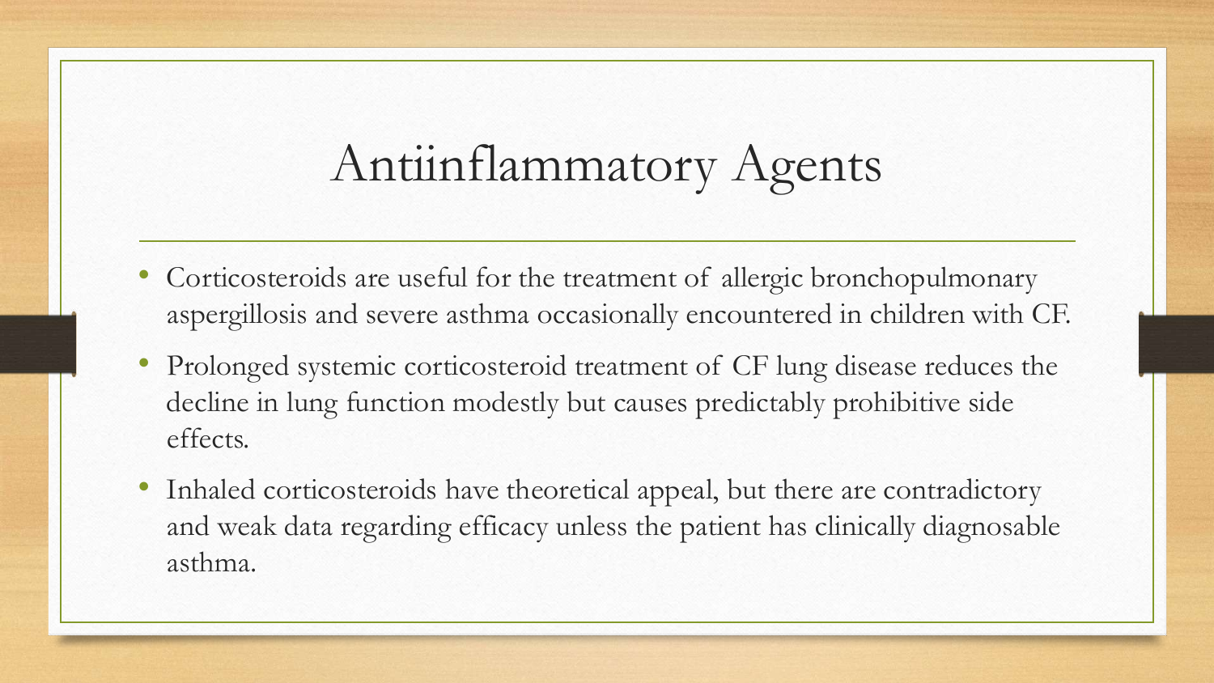# Antiinflammatory Agents

- Corticosteroids are useful for the treatment of allergic bronchopulmonary aspergillosis and severe asthma occasionally encountered in children with CF.
- Prolonged systemic corticosteroid treatment of CF lung disease reduces the decline in lung function modestly but causes predictably prohibitive side effects.
- Inhaled corticosteroids have theoretical appeal, but there are contradictory and weak data regarding efficacy unless the patient has clinically diagnosable asthma.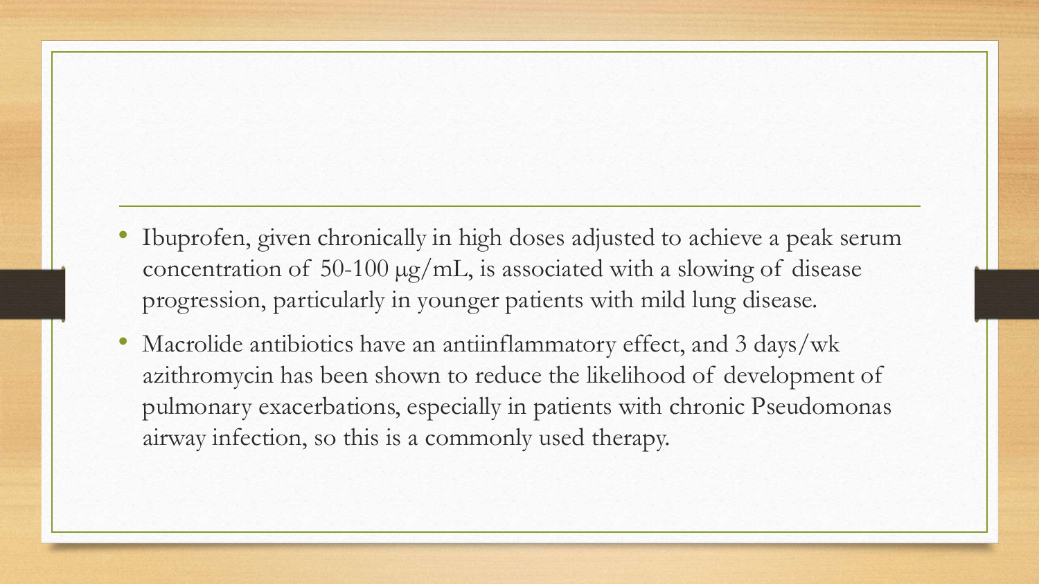- Ibuprofen, given chronically in high doses adjusted to achieve a peak serum concentration of 50-100 μg/mL, is associated with a slowing of disease progression, particularly in younger patients with mild lung disease.
- Macrolide antibiotics have an antiinflammatory effect, and 3 days/wk azithromycin has been shown to reduce the likelihood of development of pulmonary exacerbations, especially in patients with chronic Pseudomonas airway infection, so this is a commonly used therapy.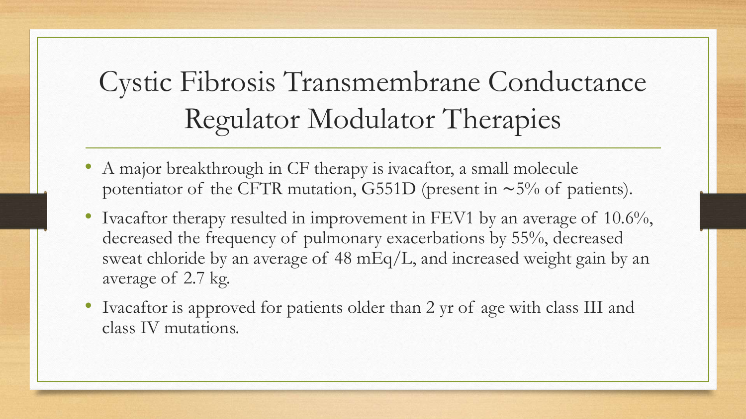# Cystic Fibrosis Transmembrane Conductance Regulator Modulator Therapies

- A major breakthrough in CF therapy is ivacaftor, a small molecule potentiator of the CFTR mutation, G551D (present in ∼5% of patients).
- Ivacaftor therapy resulted in improvement in FEV1 by an average of 10.6%, decreased the frequency of pulmonary exacerbations by 55%, decreased sweat chloride by an average of 48 mEq/L, and increased weight gain by an average of 2.7 kg.
- Ivacaftor is approved for patients older than 2 yr of age with class III and class IV mutations.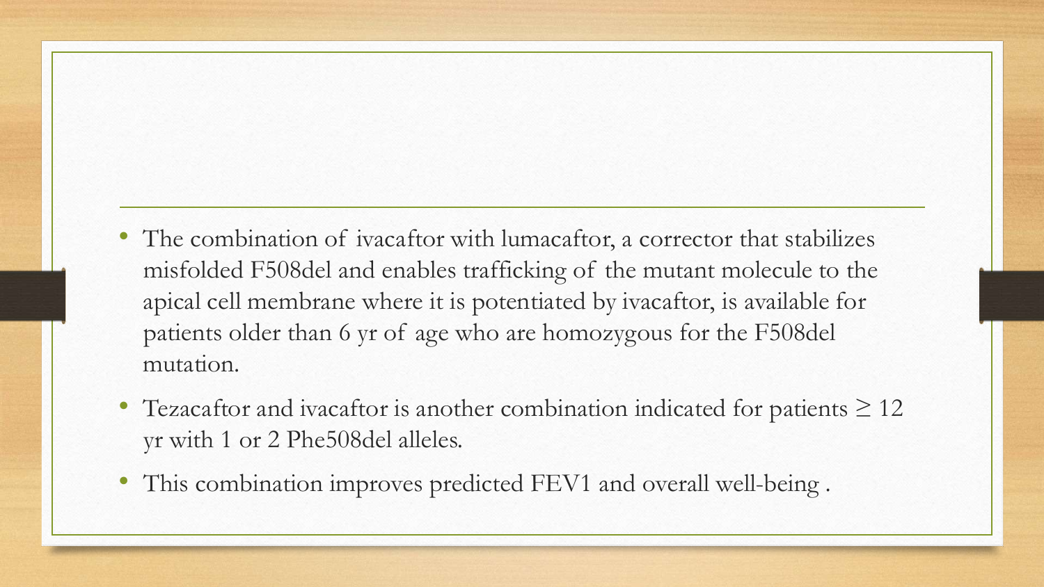- The combination of ivacaftor with lumacaftor, a corrector that stabilizes misfolded F508del and enables trafficking of the mutant molecule to the apical cell membrane where it is potentiated by ivacaftor, is available for patients older than 6 yr of age who are homozygous for the F508del mutation.
- Tezacaftor and ivacaftor is another combination indicated for patients $\geq$ 12 yr with 1 or 2 Phe508del alleles.
- This combination improves predicted FEV1 and overall well-being .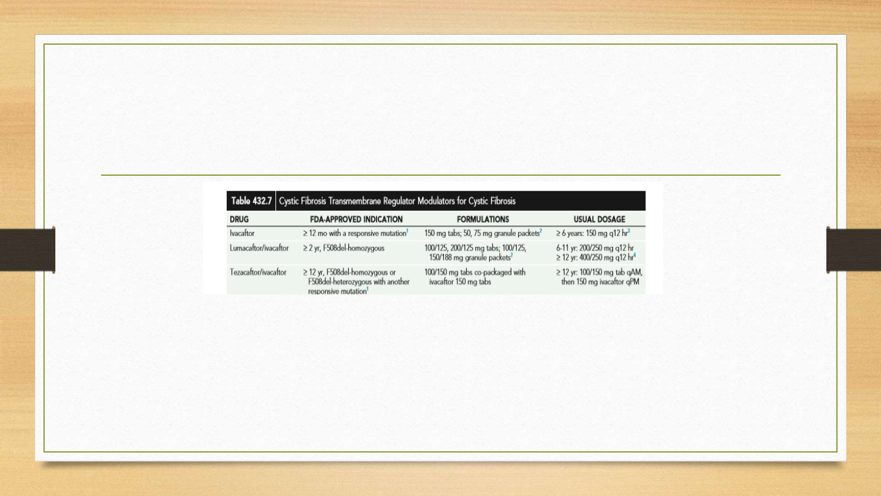**Table 432.7** Cystic Fibrosis Transmembrane Regulator Modulators for Cystic Fibrosis

| DRUG | FDA-APPROVED INDICATION | FORMULATIONS | USUAL DOSAGE |
|---|---|---|---|
| Ivacaftor | ≥ 12 mo with a responsive mutation[1] | 150 mg tabs; 50, 75 mg granule packets[2] | ≥ 6 years: 150 mg q12 hr[3] |
| Lumacaftor/ivacaftor | ≥ 2 yr, F508del-homozygous | 100/125, 200/125 mg tabs; 100/125, 150/188 mg granule packets[2] | 6-11 yr: 200/250 mg q12 hr<br>≥ 12 yr: 400/250 mg q12 hr[4] |
| Tezacaftor/ivacaftor | ≥ 12 yr, F508del-homozygous or F508del-heterozygous with another responsive mutation[1] | 100/150 mg tabs co-packaged with ivacaftor 150 mg tabs | ≥ 12 yr: 100/150 mg tab qAM, then 150 mg ivacaftor qPM |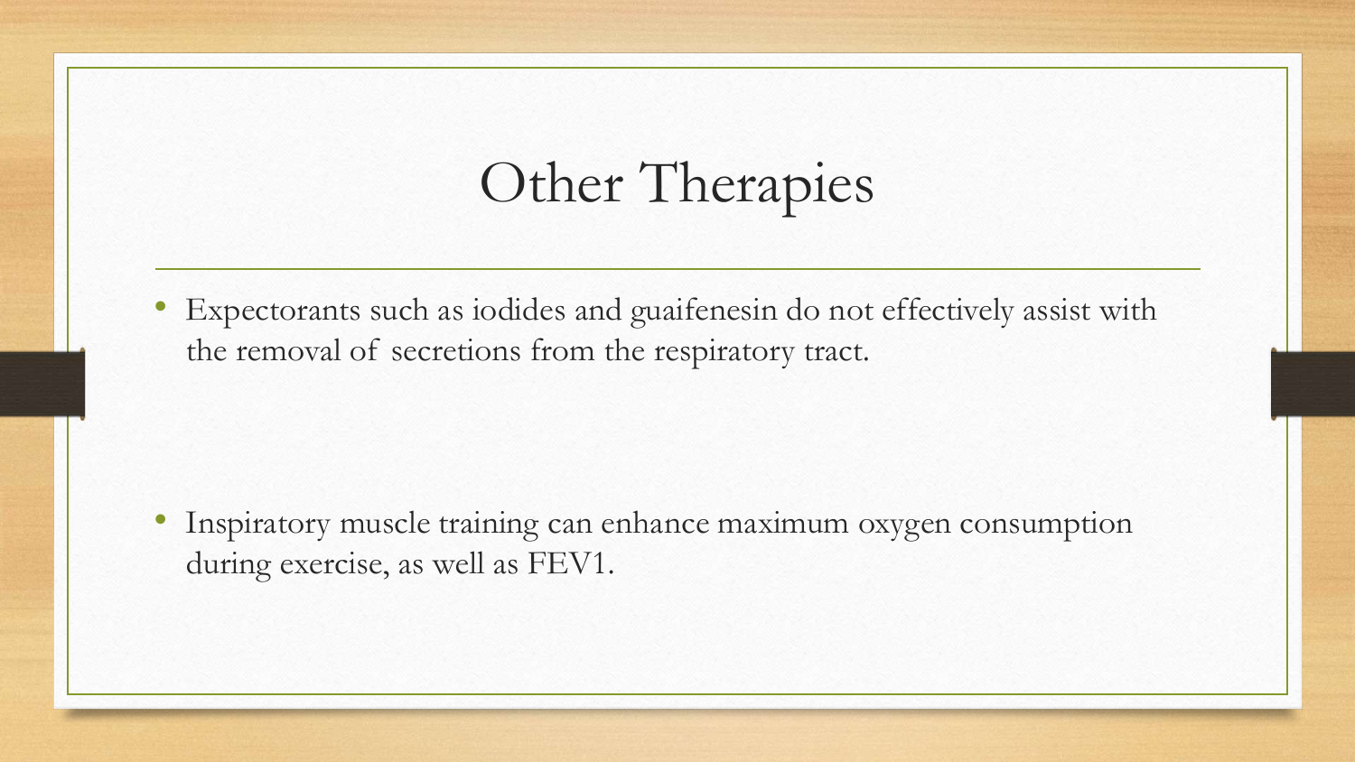# Other Therapies

- Expectorants such as iodides and guaifenesin do not effectively assist with the removal of secretions from the respiratory tract.

- Inspiratory muscle training can enhance maximum oxygen consumption during exercise, as well as FEV1.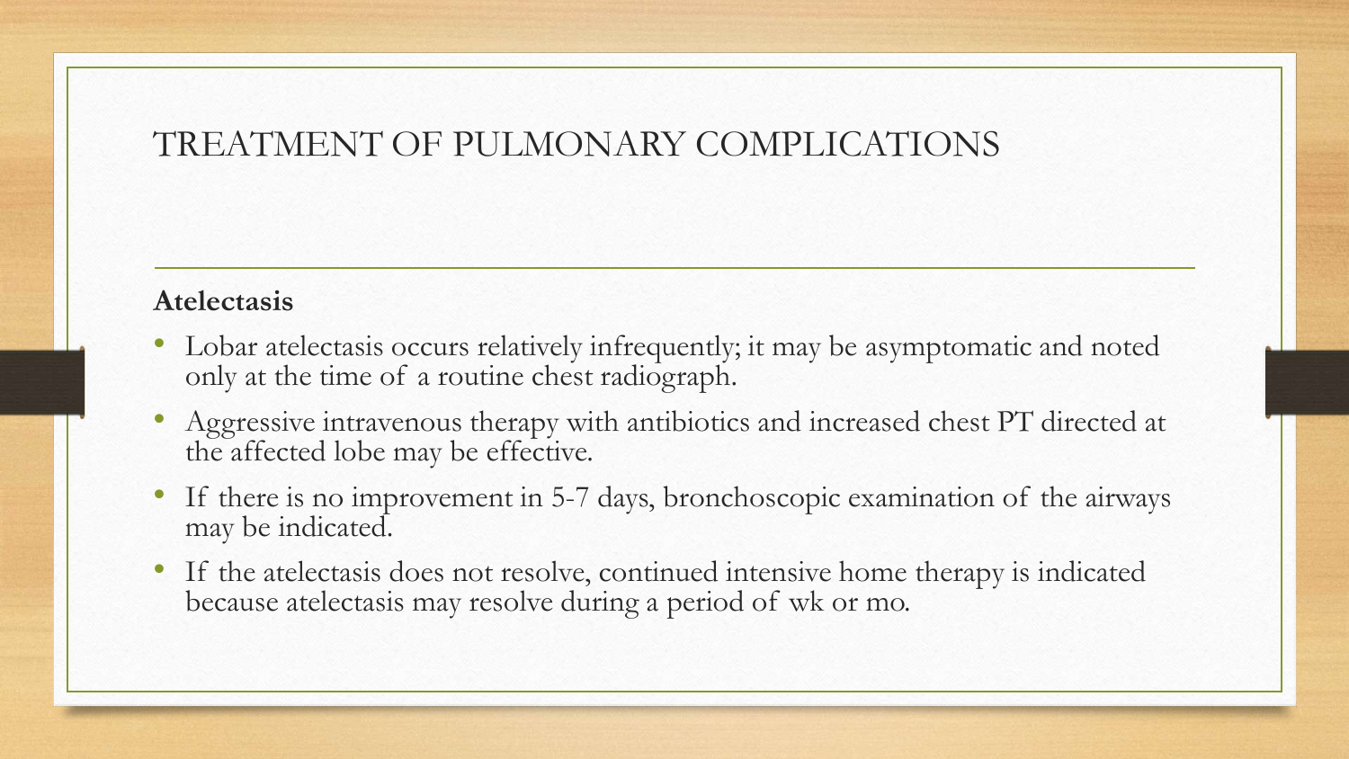# TREATMENT OF PULMONARY COMPLICATIONS

**Atelectasis**

- Lobar atelectasis occurs relatively infrequently; it may be asymptomatic and noted only at the time of a routine chest radiograph.
- Aggressive intravenous therapy with antibiotics and increased chest PT directed at the affected lobe may be effective.
- If there is no improvement in 5-7 days, bronchoscopic examination of the airways may be indicated.
- If the atelectasis does not resolve, continued intensive home therapy is indicated because atelectasis may resolve during a period of wk or mo.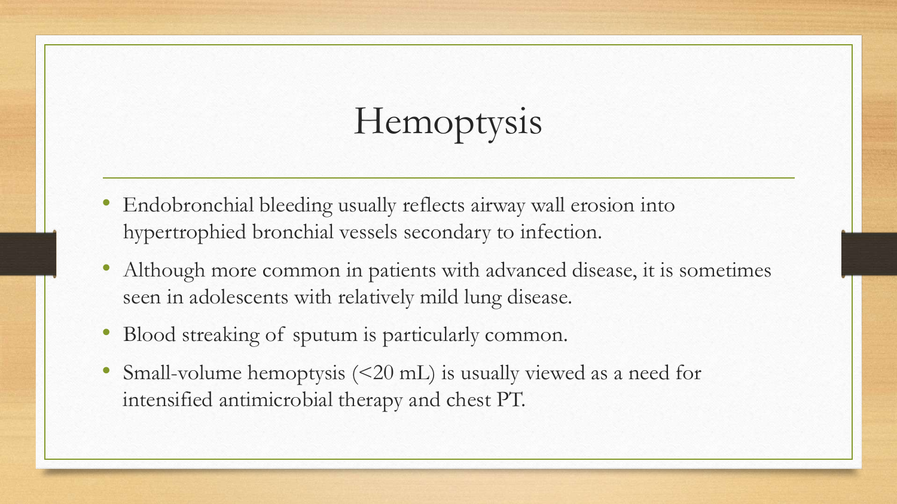# Hemoptysis

- Endobronchial bleeding usually reflects airway wall erosion into hypertrophied bronchial vessels secondary to infection.
- Although more common in patients with advanced disease, it is sometimes seen in adolescents with relatively mild lung disease.
- Blood streaking of sputum is particularly common.
- Small-volume hemoptysis (<20 mL) is usually viewed as a need for intensified antimicrobial therapy and chest PT.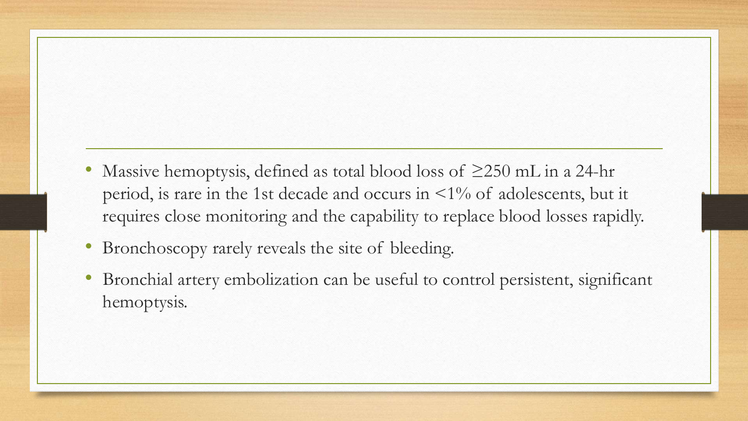- Massive hemoptysis, defined as total blood loss of $\geq$250 mL in a 24-hr period, is rare in the 1st decade and occurs in <1% of adolescents, but it requires close monitoring and the capability to replace blood losses rapidly.
- Bronchoscopy rarely reveals the site of bleeding.
- Bronchial artery embolization can be useful to control persistent, significant hemoptysis.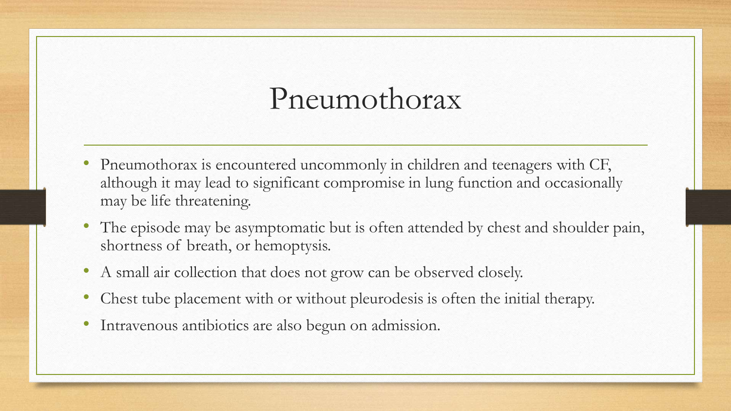# Pneumothorax

- Pneumothorax is encountered uncommonly in children and teenagers with CF, although it may lead to significant compromise in lung function and occasionally may be life threatening.
- The episode may be asymptomatic but is often attended by chest and shoulder pain, shortness of breath, or hemoptysis.
- A small air collection that does not grow can be observed closely.
- Chest tube placement with or without pleurodesis is often the initial therapy.
- Intravenous antibiotics are also begun on admission.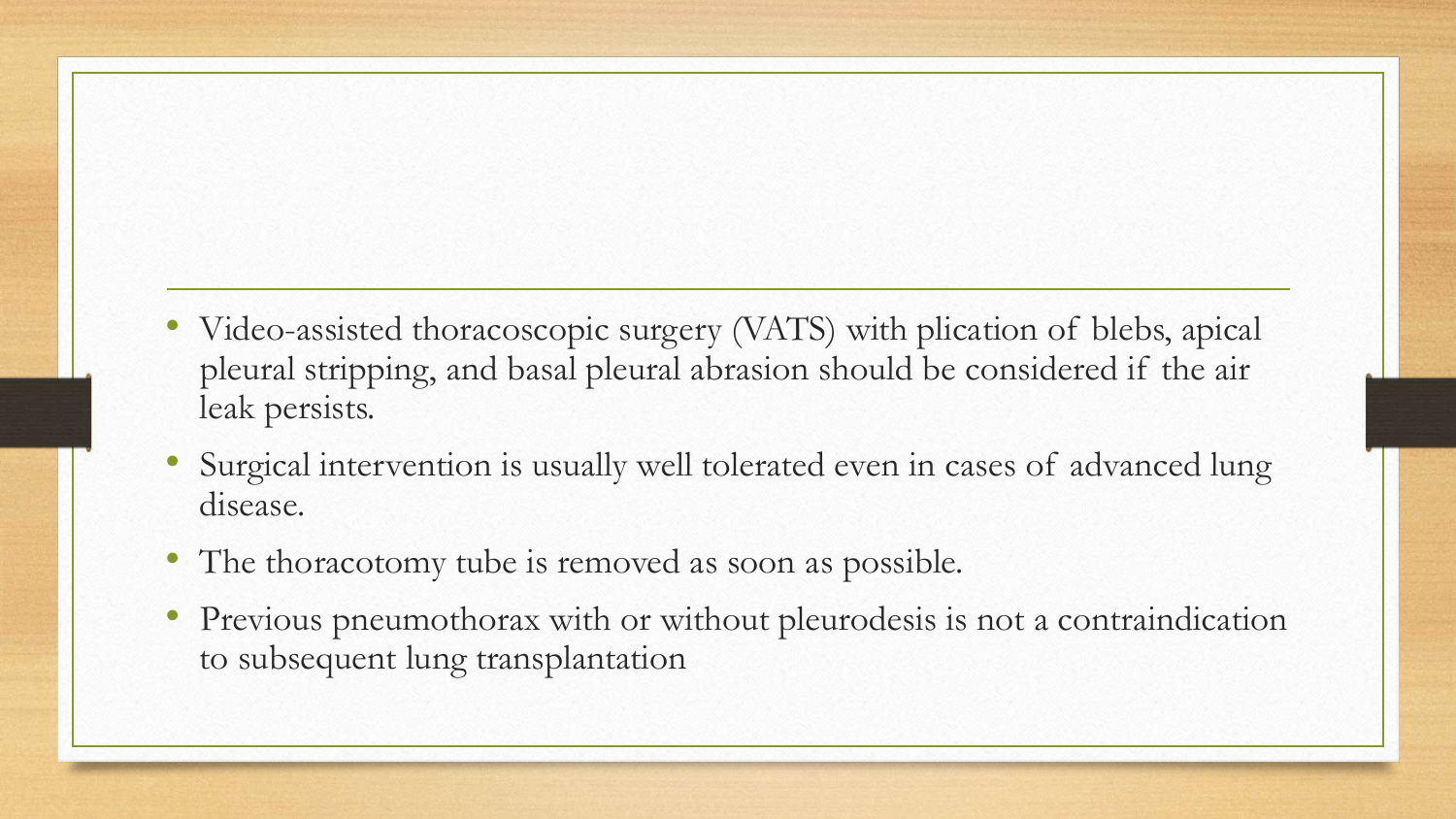- Video-assisted thoracoscopic surgery (VATS) with plication of blebs, apical pleural stripping, and basal pleural abrasion should be considered if the air leak persists.
- Surgical intervention is usually well tolerated even in cases of advanced lung disease.
- The thoracotomy tube is removed as soon as possible.
- Previous pneumothorax with or without pleurodesis is not a contraindication to subsequent lung transplantation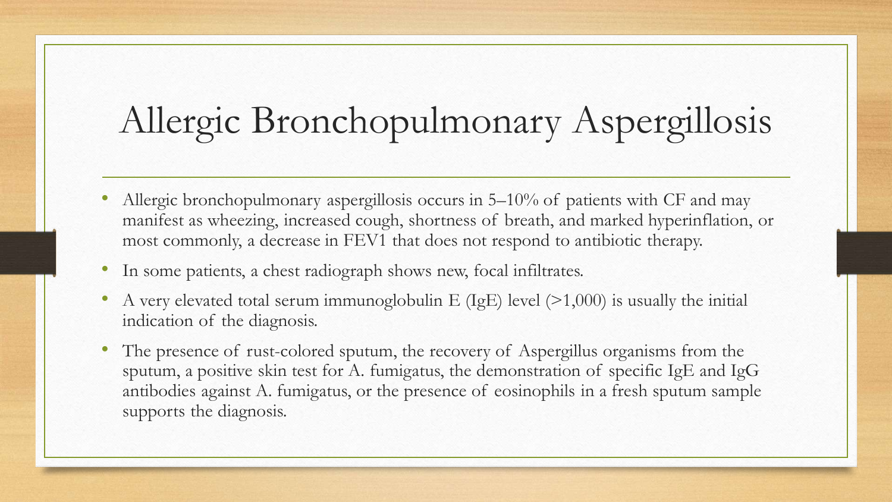# Allergic Bronchopulmonary Aspergillosis

- Allergic bronchopulmonary aspergillosis occurs in 5–10% of patients with CF and may manifest as wheezing, increased cough, shortness of breath, and marked hyperinflation, or most commonly, a decrease in FEV1 that does not respond to antibiotic therapy.
- In some patients, a chest radiograph shows new, focal infiltrates.
- A very elevated total serum immunoglobulin E (IgE) level (>1,000) is usually the initial indication of the diagnosis.
- The presence of rust-colored sputum, the recovery of Aspergillus organisms from the sputum, a positive skin test for A. fumigatus, the demonstration of specific IgE and IgG antibodies against A. fumigatus, or the presence of eosinophils in a fresh sputum sample supports the diagnosis.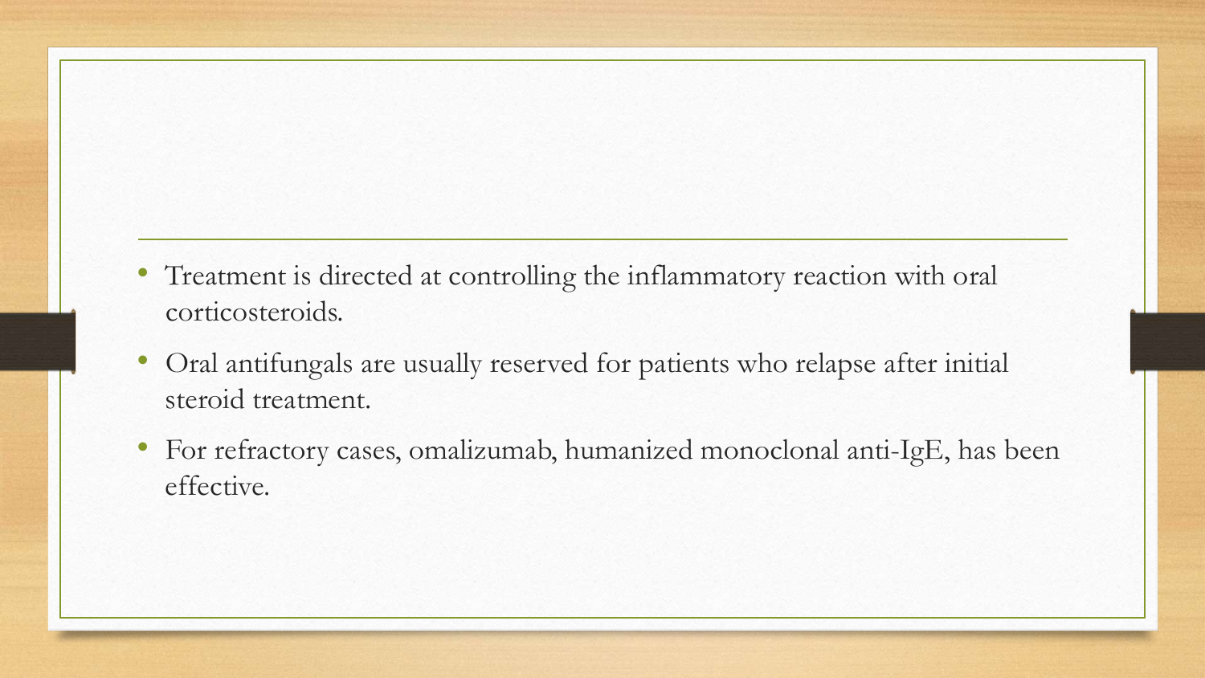- Treatment is directed at controlling the inflammatory reaction with oral corticosteroids.
- Oral antifungals are usually reserved for patients who relapse after initial steroid treatment.
- For refractory cases, omalizumab, humanized monoclonal anti-IgE, has been effective.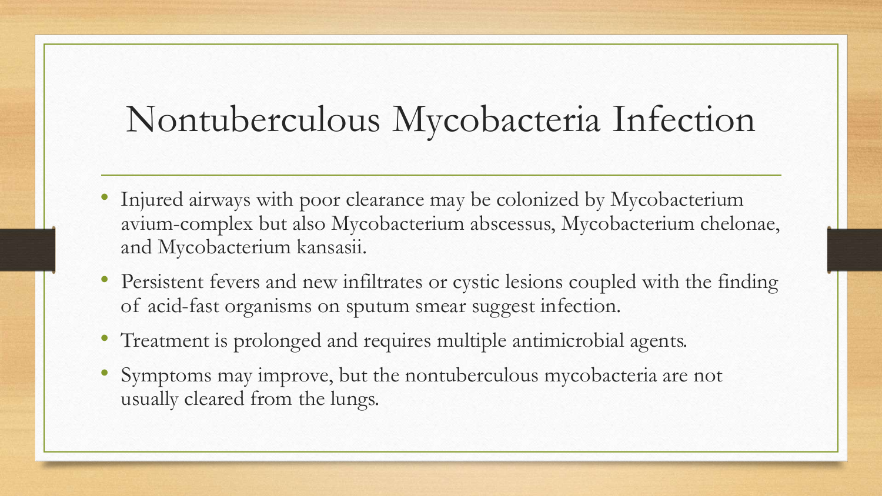# Nontuberculous Mycobacteria Infection

- Injured airways with poor clearance may be colonized by Mycobacterium avium-complex but also Mycobacterium abscessus, Mycobacterium chelonae, and Mycobacterium kansasii.
- Persistent fevers and new infiltrates or cystic lesions coupled with the finding of acid-fast organisms on sputum smear suggest infection.
- Treatment is prolonged and requires multiple antimicrobial agents.
- Symptoms may improve, but the nontuberculous mycobacteria are not usually cleared from the lungs.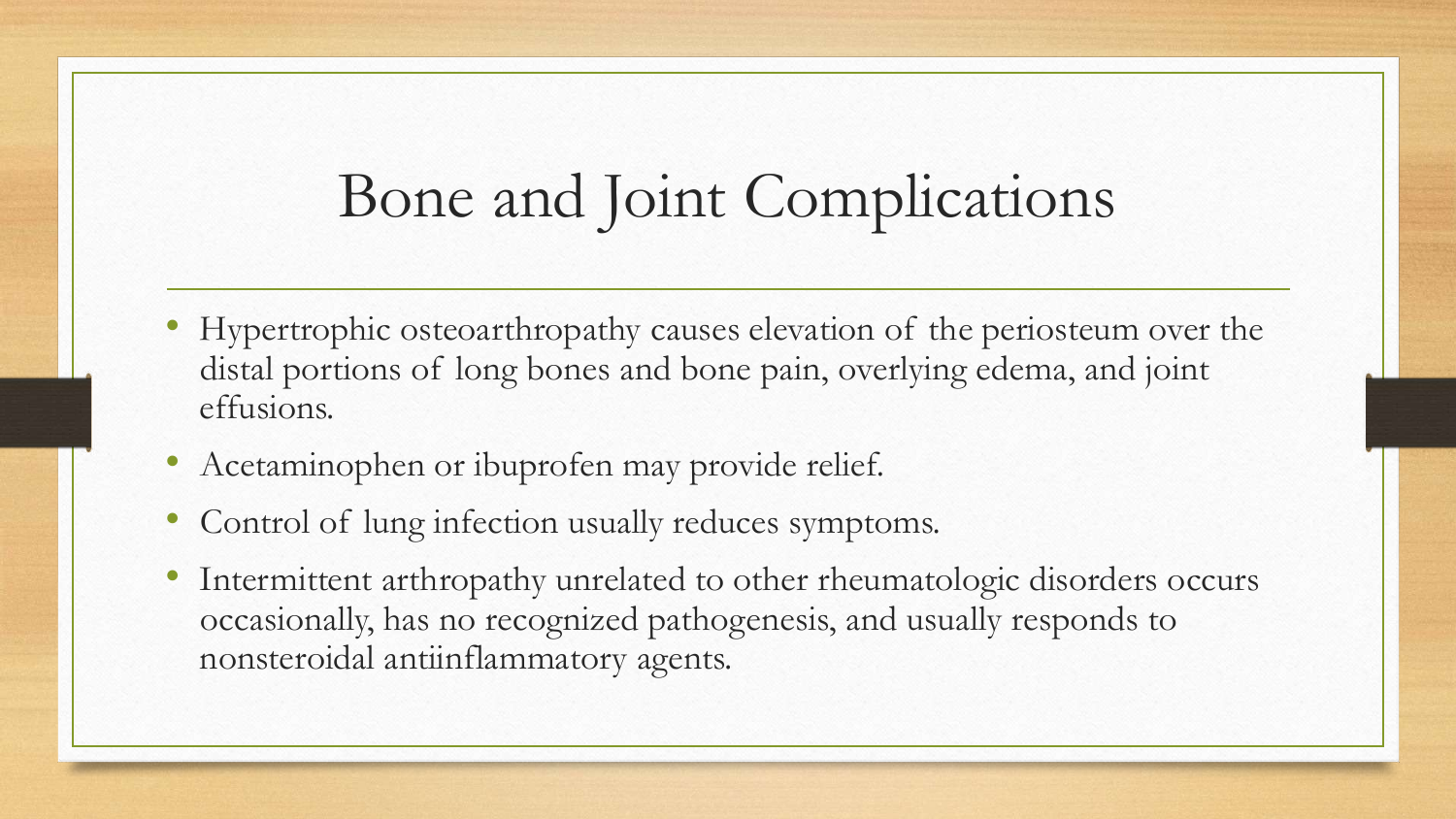# Bone and Joint Complications

- Hypertrophic osteoarthropathy causes elevation of the periosteum over the distal portions of long bones and bone pain, overlying edema, and joint effusions.
- Acetaminophen or ibuprofen may provide relief.
- Control of lung infection usually reduces symptoms.
- Intermittent arthropathy unrelated to other rheumatologic disorders occurs occasionally, has no recognized pathogenesis, and usually responds to nonsteroidal antiinflammatory agents.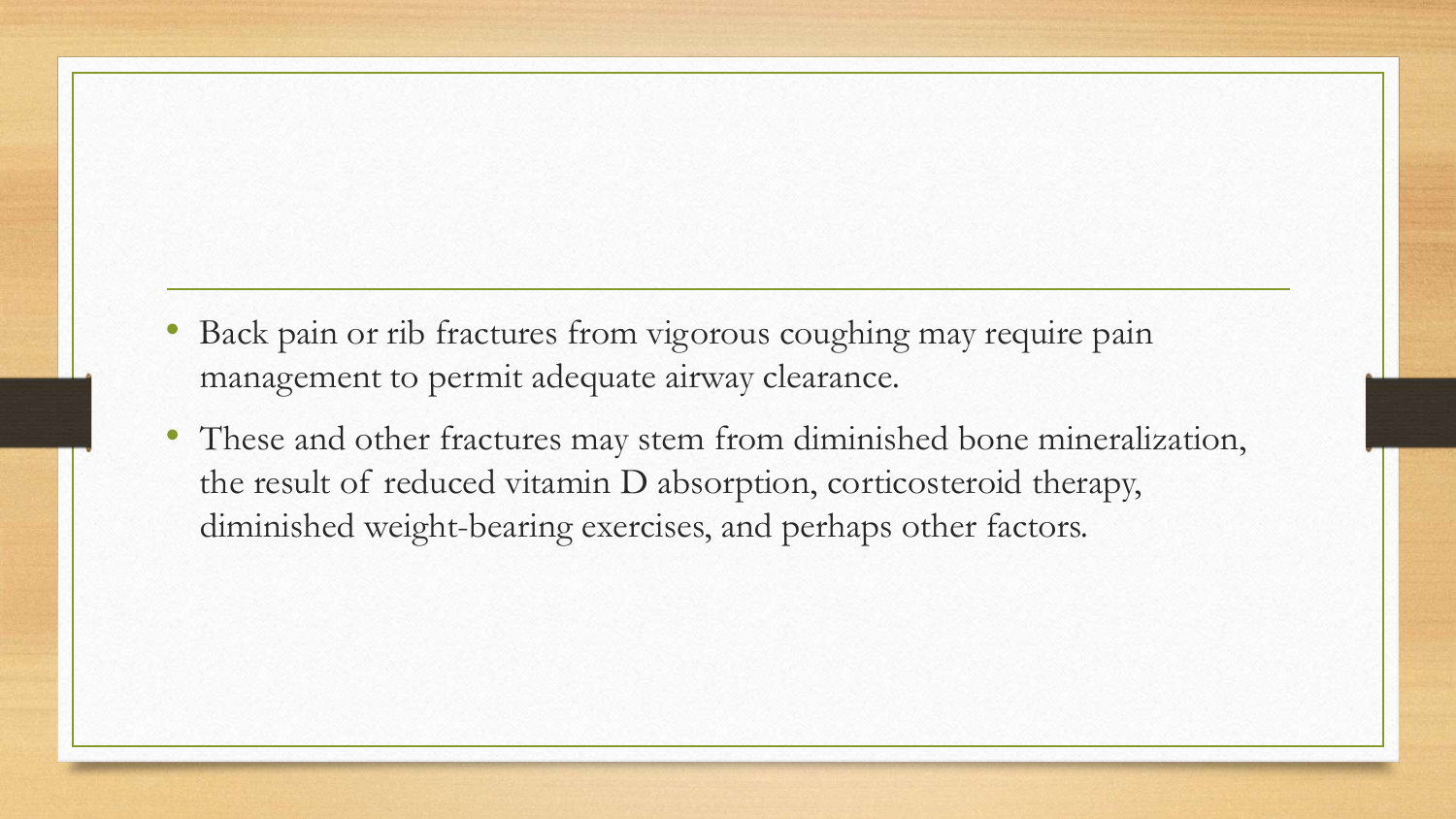- Back pain or rib fractures from vigorous coughing may require pain management to permit adequate airway clearance.
- These and other fractures may stem from diminished bone mineralization, the result of reduced vitamin D absorption, corticosteroid therapy, diminished weight-bearing exercises, and perhaps other factors.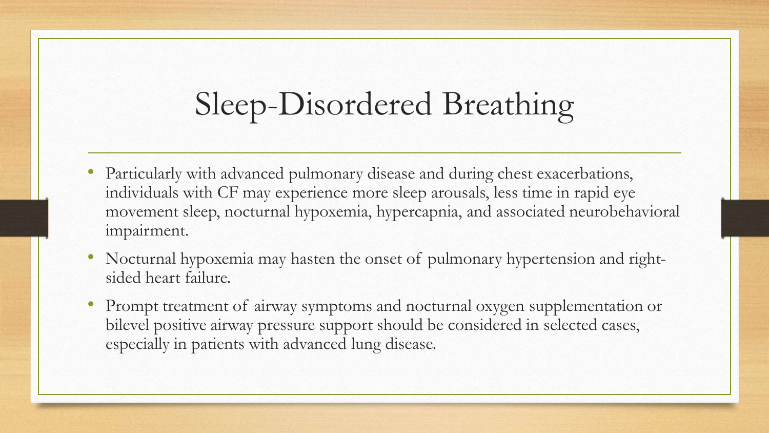# Sleep-Disordered Breathing

- Particularly with advanced pulmonary disease and during chest exacerbations, individuals with CF may experience more sleep arousals, less time in rapid eye movement sleep, nocturnal hypoxemia, hypercapnia, and associated neurobehavioral impairment.
- Nocturnal hypoxemia may hasten the onset of pulmonary hypertension and right-sided heart failure.
- Prompt treatment of airway symptoms and nocturnal oxygen supplementation or bilevel positive airway pressure support should be considered in selected cases, especially in patients with advanced lung disease.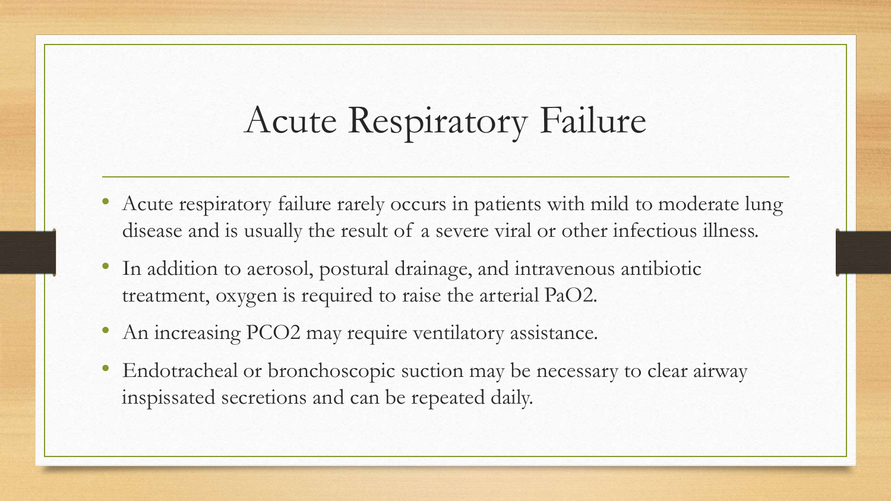# Acute Respiratory Failure

- Acute respiratory failure rarely occurs in patients with mild to moderate lung disease and is usually the result of a severe viral or other infectious illness.
- In addition to aerosol, postural drainage, and intravenous antibiotic treatment, oxygen is required to raise the arterial $PaO_2$.
- An increasing $PCO_2$ may require ventilatory assistance.
- Endotracheal or bronchoscopic suction may be necessary to clear airway inspissated secretions and can be repeated daily.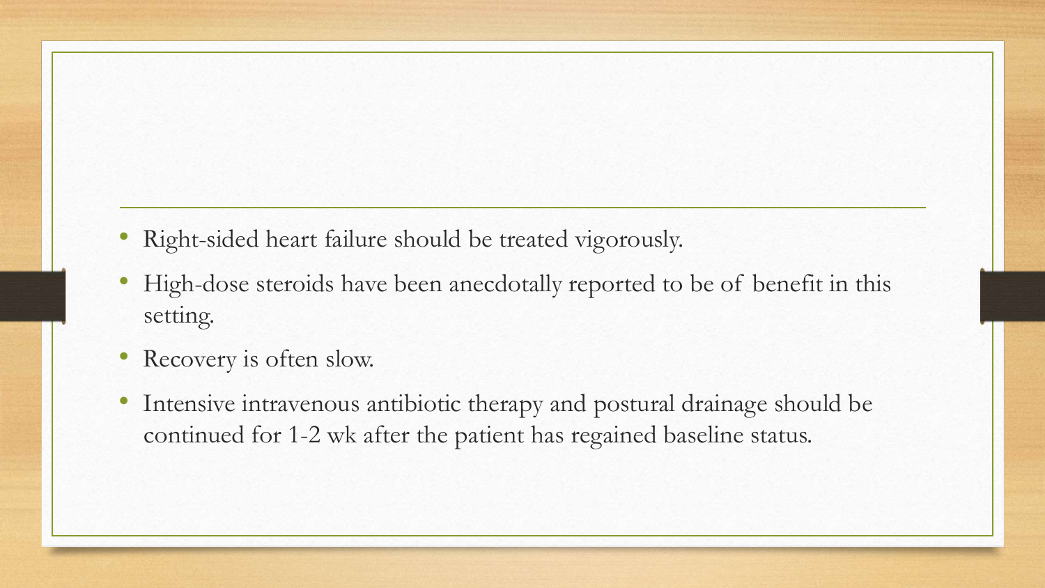- Right-sided heart failure should be treated vigorously.
- High-dose steroids have been anecdotally reported to be of benefit in this setting.
- Recovery is often slow.
- Intensive intravenous antibiotic therapy and postural drainage should be continued for 1-2 wk after the patient has regained baseline status.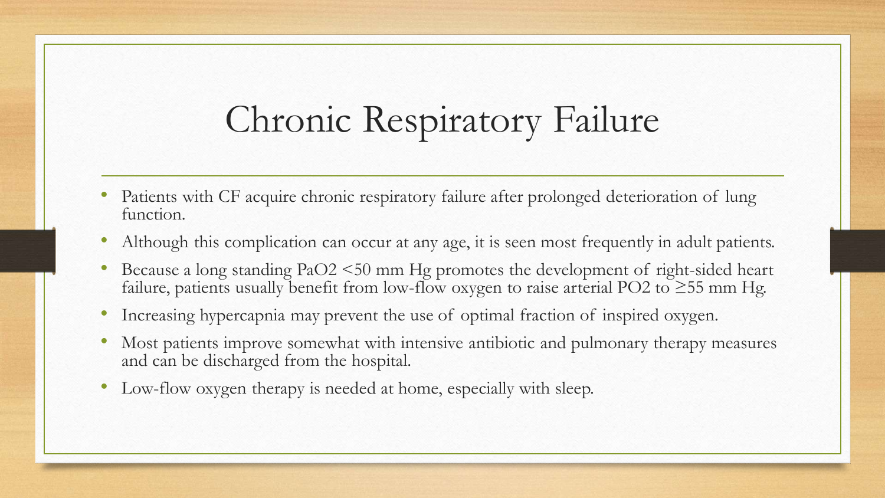# Chronic Respiratory Failure

- Patients with CF acquire chronic respiratory failure after prolonged deterioration of lung function.
- Although this complication can occur at any age, it is seen most frequently in adult patients.
- Because a long standing $PaO_2$ <50 mm Hg promotes the development of right-sided heart failure, patients usually benefit from low-flow oxygen to raise arterial $PO_2$ to ≥55 mm Hg.
- Increasing hypercapnia may prevent the use of optimal fraction of inspired oxygen.
- Most patients improve somewhat with intensive antibiotic and pulmonary therapy measures and can be discharged from the hospital.
- Low-flow oxygen therapy is needed at home, especially with sleep.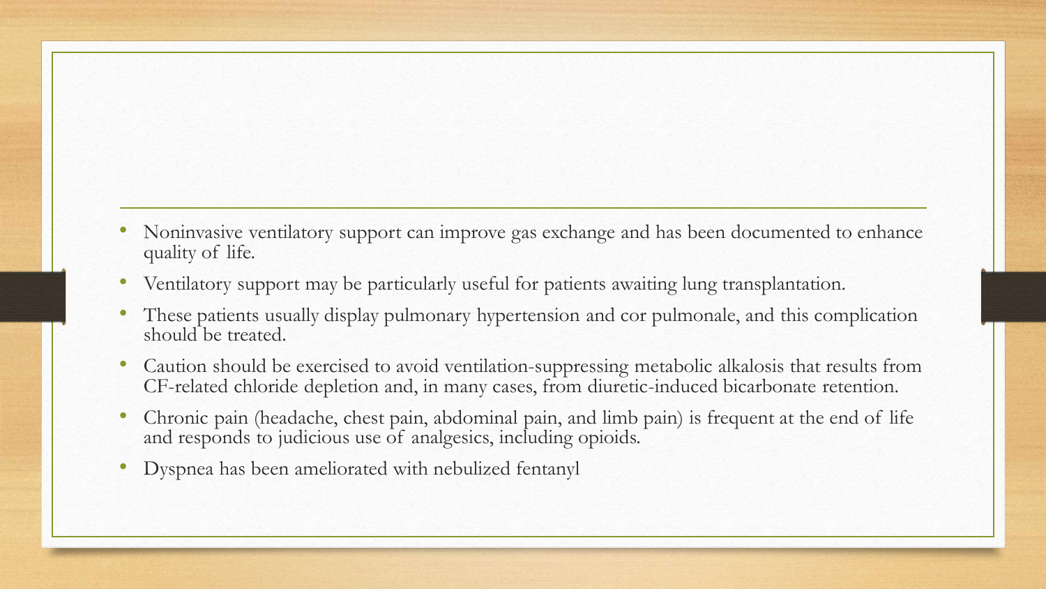- Noninvasive ventilatory support can improve gas exchange and has been documented to enhance quality of life.
- Ventilatory support may be particularly useful for patients awaiting lung transplantation.
- These patients usually display pulmonary hypertension and cor pulmonale, and this complication should be treated.
- Caution should be exercised to avoid ventilation-suppressing metabolic alkalosis that results from CF-related chloride depletion and, in many cases, from diuretic-induced bicarbonate retention.
- Chronic pain (headache, chest pain, abdominal pain, and limb pain) is frequent at the end of life and responds to judicious use of analgesics, including opioids.
- Dyspnea has been ameliorated with nebulized fentanyl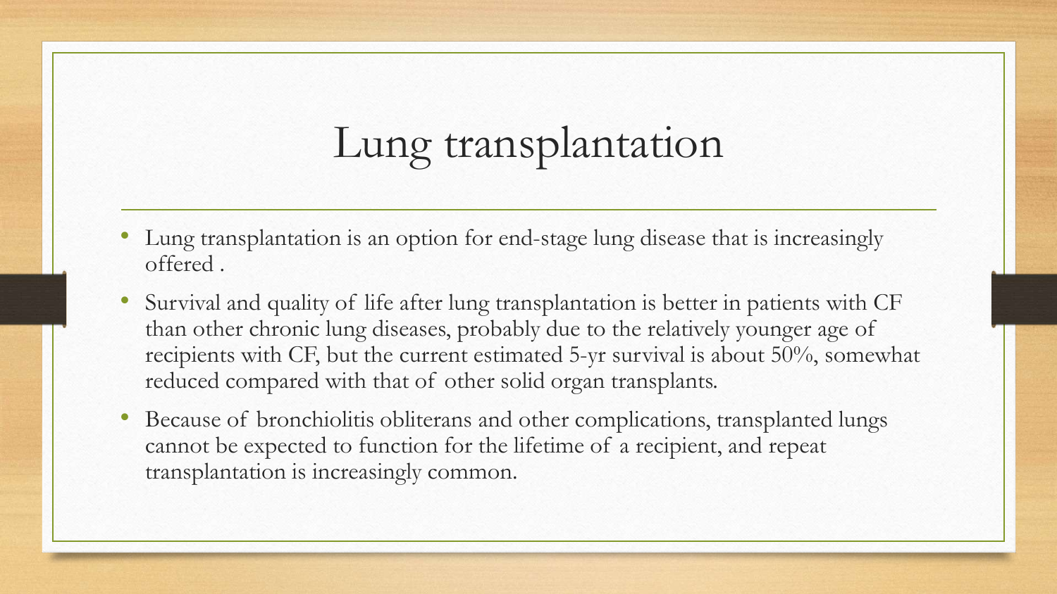# Lung transplantation

- Lung transplantation is an option for end-stage lung disease that is increasingly offered .
- Survival and quality of life after lung transplantation is better in patients with CF than other chronic lung diseases, probably due to the relatively younger age of recipients with CF, but the current estimated 5-yr survival is about 50%, somewhat reduced compared with that of other solid organ transplants.
- Because of bronchiolitis obliterans and other complications, transplanted lungs cannot be expected to function for the lifetime of a recipient, and repeat transplantation is increasingly common.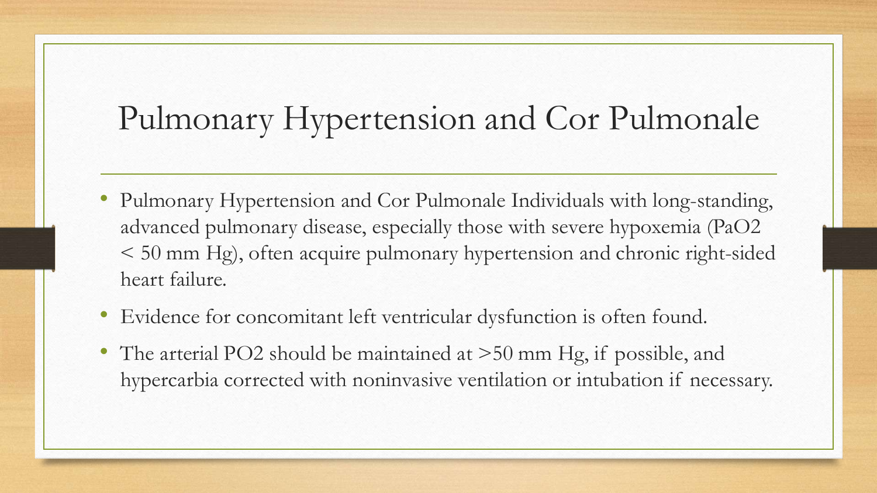# Pulmonary Hypertension and Cor Pulmonale

- Pulmonary Hypertension and Cor Pulmonale Individuals with long-standing, advanced pulmonary disease, especially those with severe hypoxemia ($PaO_2$ < 50 mm Hg), often acquire pulmonary hypertension and chronic right-sided heart failure.
- Evidence for concomitant left ventricular dysfunction is often found.
- The arterial $PO_2$ should be maintained at >50 mm Hg, if possible, and hypercarbia corrected with noninvasive ventilation or intubation if necessary.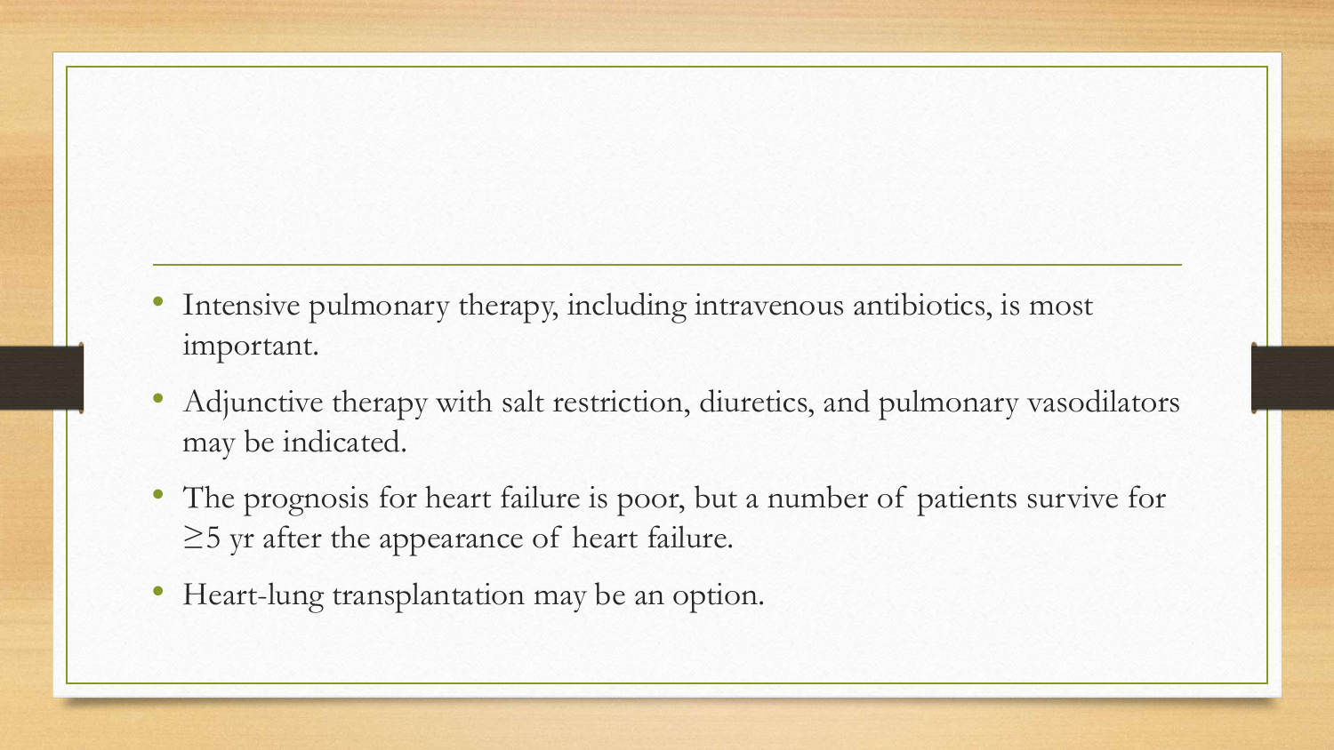- Intensive pulmonary therapy, including intravenous antibiotics, is most important.
- Adjunctive therapy with salt restriction, diuretics, and pulmonary vasodilators may be indicated.
- The prognosis for heart failure is poor, but a number of patients survive for $\geq$5 yr after the appearance of heart failure.
- Heart-lung transplantation may be an option.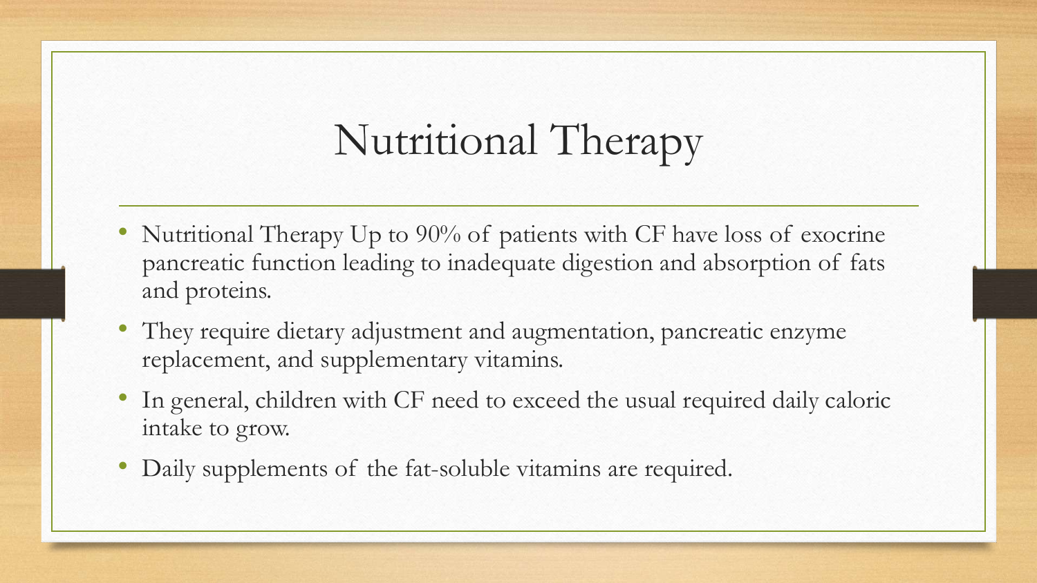# Nutritional Therapy

- Nutritional Therapy Up to 90% of patients with CF have loss of exocrine pancreatic function leading to inadequate digestion and absorption of fats and proteins.
- They require dietary adjustment and augmentation, pancreatic enzyme replacement, and supplementary vitamins.
- In general, children with CF need to exceed the usual required daily caloric intake to grow.
- Daily supplements of the fat-soluble vitamins are required.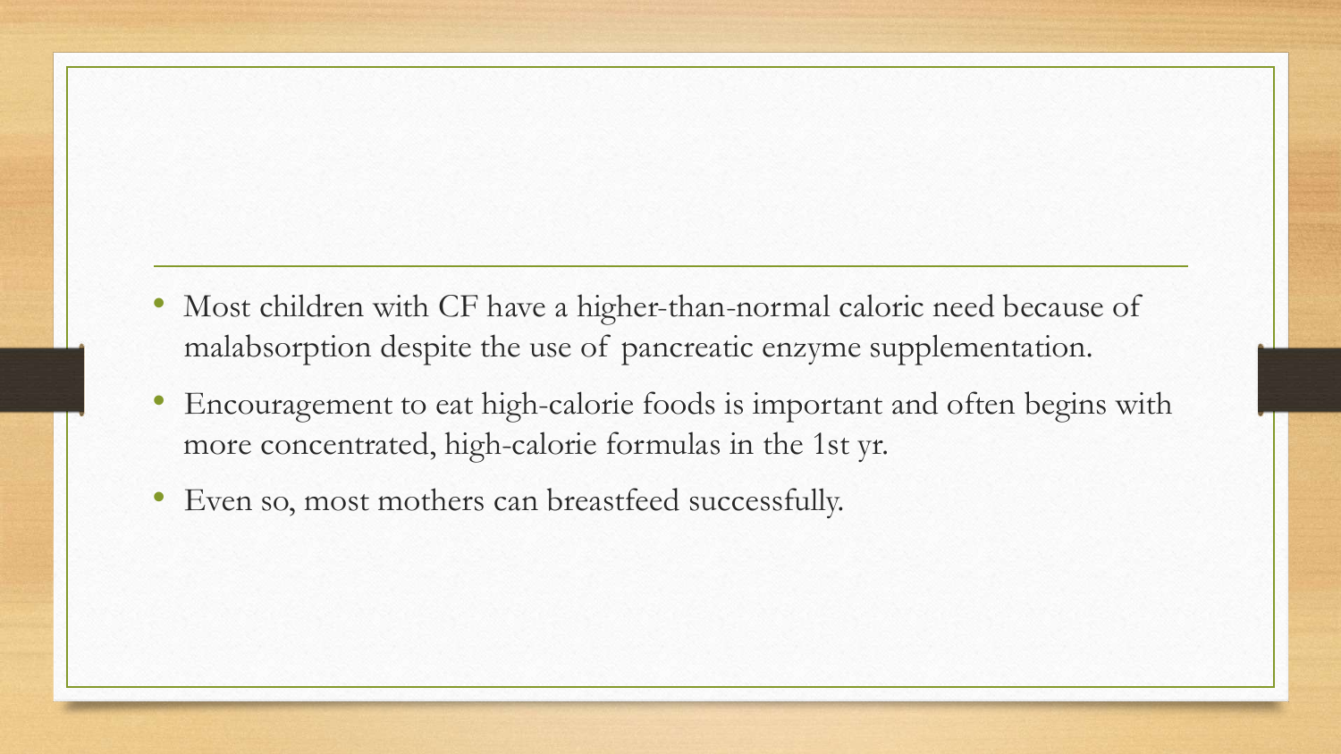- Most children with CF have a higher-than-normal caloric need because of malabsorption despite the use of pancreatic enzyme supplementation.
- Encouragement to eat high-calorie foods is important and often begins with more concentrated, high-calorie formulas in the 1st yr.
- Even so, most mothers can breastfeed successfully.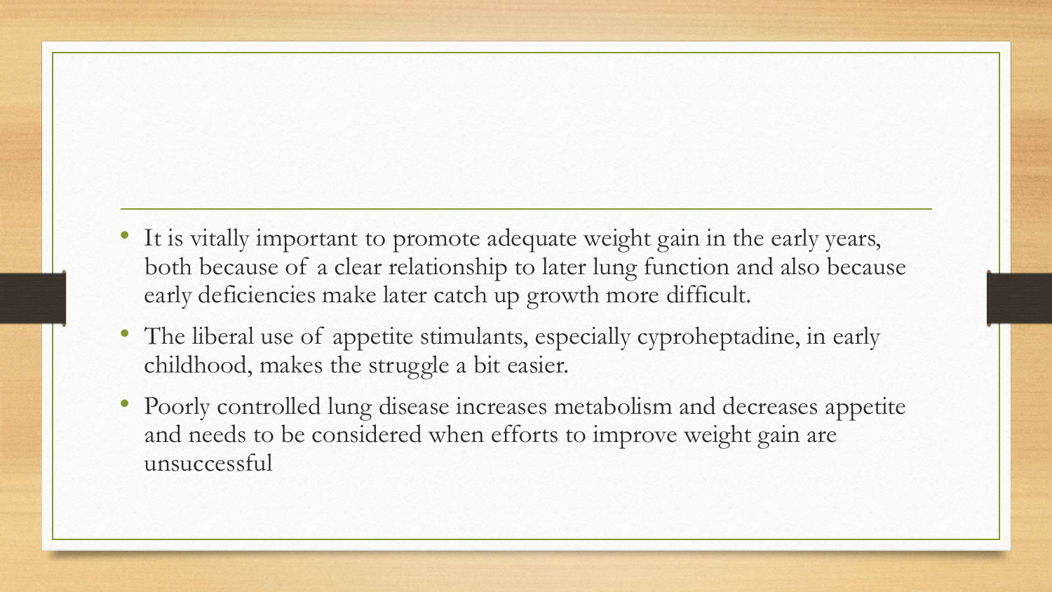- It is vitally important to promote adequate weight gain in the early years, both because of a clear relationship to later lung function and also because early deficiencies make later catch up growth more difficult.
- The liberal use of appetite stimulants, especially cyproheptadine, in early childhood, makes the struggle a bit easier.
- Poorly controlled lung disease increases metabolism and decreases appetite and needs to be considered when efforts to improve weight gain are unsuccessful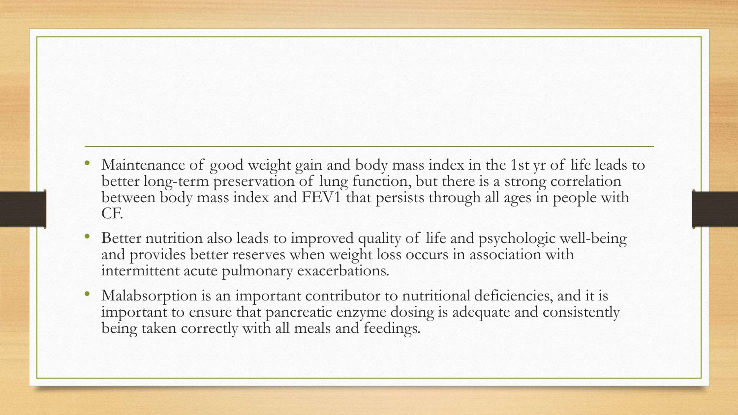- Maintenance of good weight gain and body mass index in the 1st yr of life leads to better long-term preservation of lung function, but there is a strong correlation between body mass index and FEV1 that persists through all ages in people with CF.
- Better nutrition also leads to improved quality of life and psychologic well-being and provides better reserves when weight loss occurs in association with intermittent acute pulmonary exacerbations.
- Malabsorption is an important contributor to nutritional deficiencies, and it is important to ensure that pancreatic enzyme dosing is adequate and consistently being taken correctly with all meals and feedings.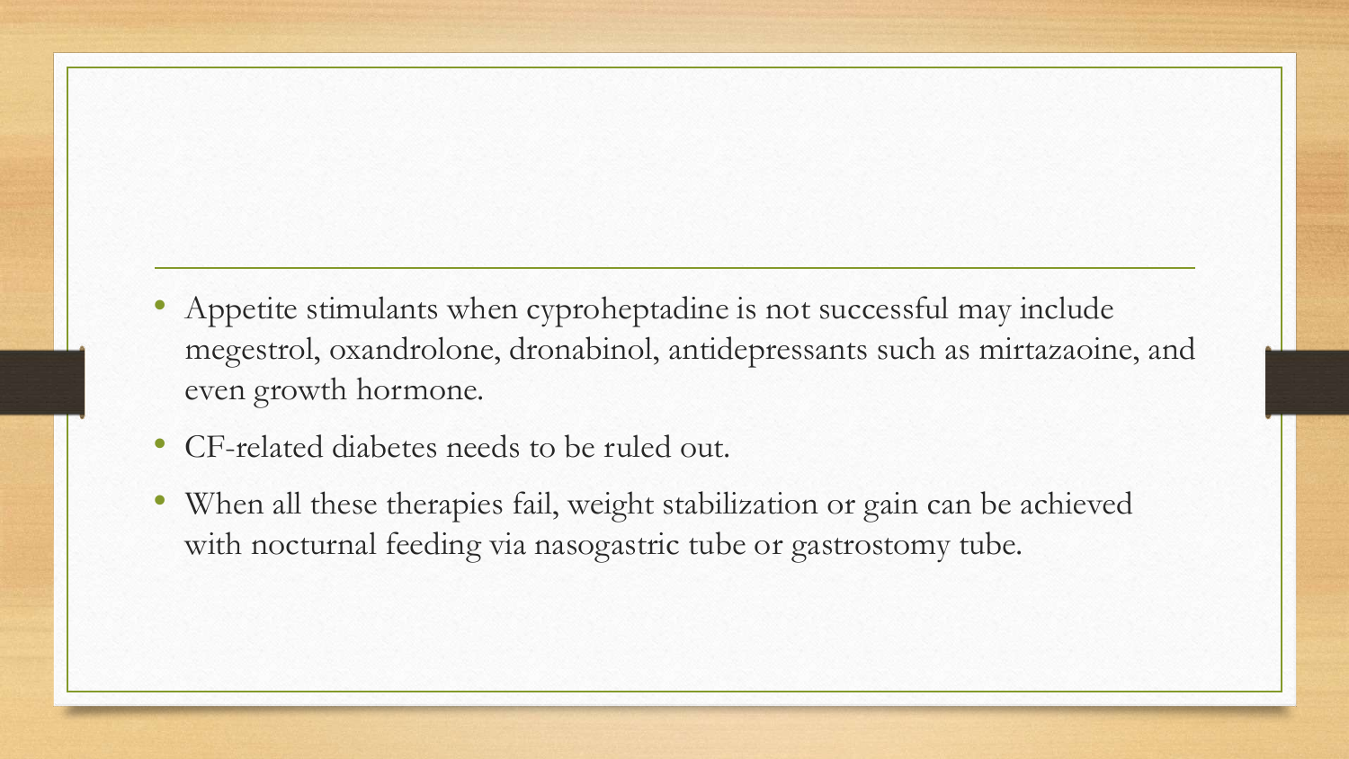- Appetite stimulants when cyproheptadine is not successful may include megestrol, oxandrolone, dronabinol, antidepressants such as mirtazaoine, and even growth hormone.
- CF-related diabetes needs to be ruled out.
- When all these therapies fail, weight stabilization or gain can be achieved with nocturnal feeding via nasogastric tube or gastrostomy tube.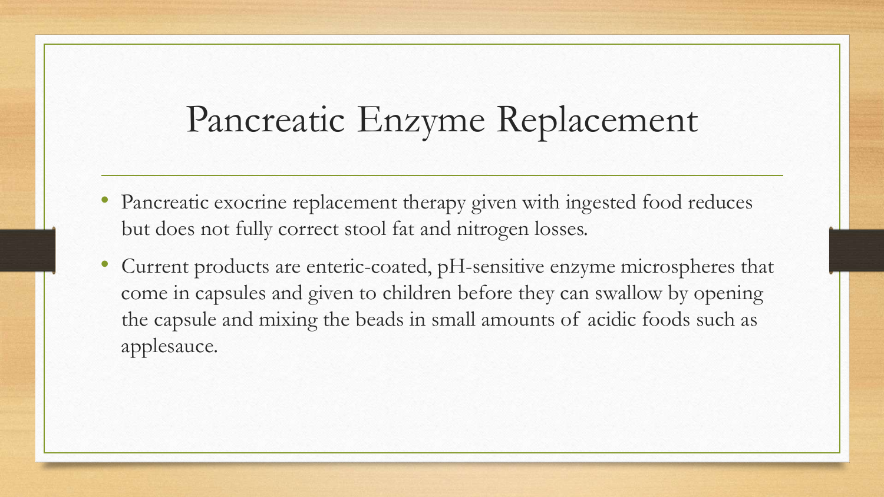# Pancreatic Enzyme Replacement

- Pancreatic exocrine replacement therapy given with ingested food reduces but does not fully correct stool fat and nitrogen losses.
- Current products are enteric-coated, pH-sensitive enzyme microspheres that come in capsules and given to children before they can swallow by opening the capsule and mixing the beads in small amounts of acidic foods such as applesauce.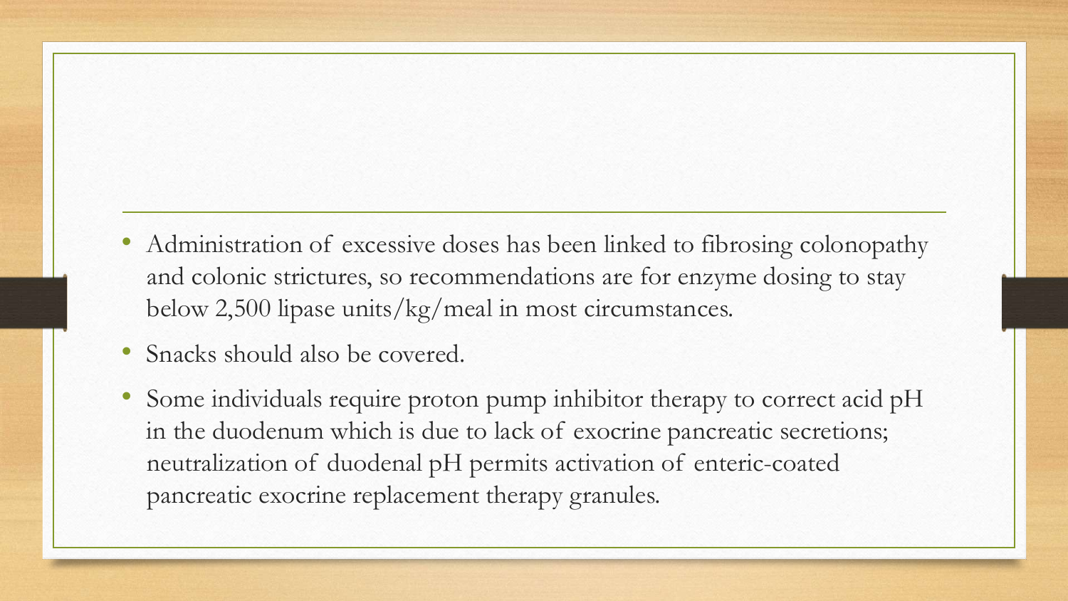- Administration of excessive doses has been linked to fibrosing colonopathy and colonic strictures, so recommendations are for enzyme dosing to stay below 2,500 lipase units/kg/meal in most circumstances.
- Snacks should also be covered.
- Some individuals require proton pump inhibitor therapy to correct acid pH in the duodenum which is due to lack of exocrine pancreatic secretions; neutralization of duodenal pH permits activation of enteric-coated pancreatic exocrine replacement therapy granules.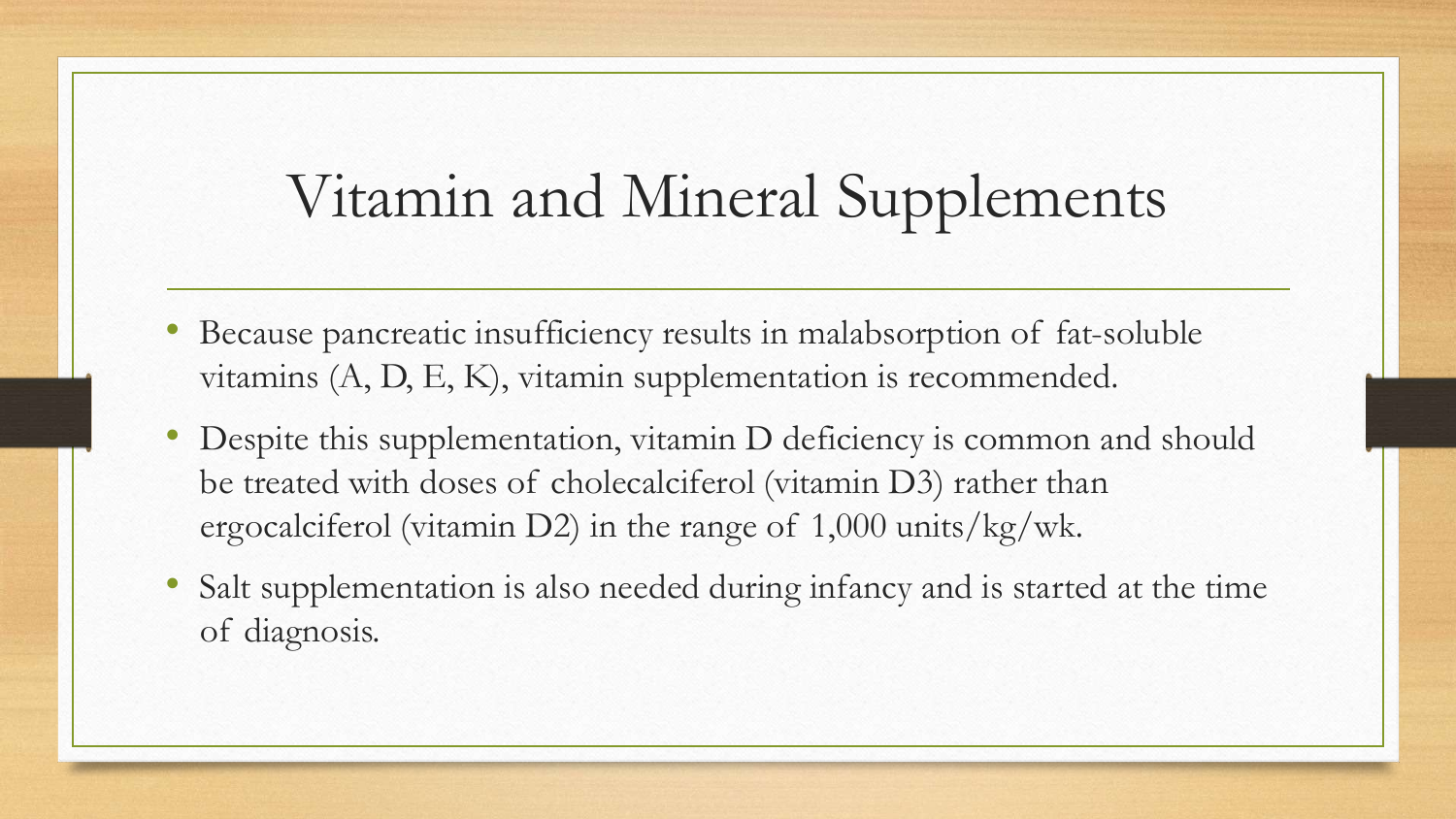# Vitamin and Mineral Supplements

- Because pancreatic insufficiency results in malabsorption of fat-soluble vitamins (A, D, E, K), vitamin supplementation is recommended.
- Despite this supplementation, vitamin D deficiency is common and should be treated with doses of cholecalciferol (vitamin D3) rather than ergocalciferol (vitamin D2) in the range of 1,000 units/kg/wk.
- Salt supplementation is also needed during infancy and is started at the time of diagnosis.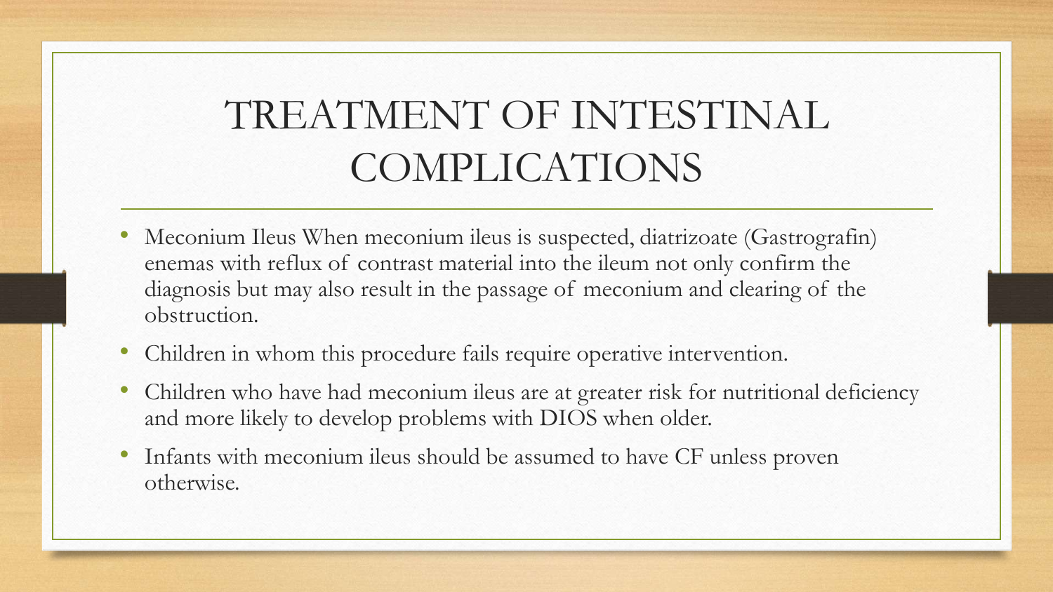# TREATMENT OF INTESTINAL COMPLICATIONS

- Meconium Ileus When meconium ileus is suspected, diatrizoate (Gastrografin) enemas with reflux of contrast material into the ileum not only confirm the diagnosis but may also result in the passage of meconium and clearing of the obstruction.
- Children in whom this procedure fails require operative intervention.
- Children who have had meconium ileus are at greater risk for nutritional deficiency and more likely to develop problems with DIOS when older.
- Infants with meconium ileus should be assumed to have CF unless proven otherwise.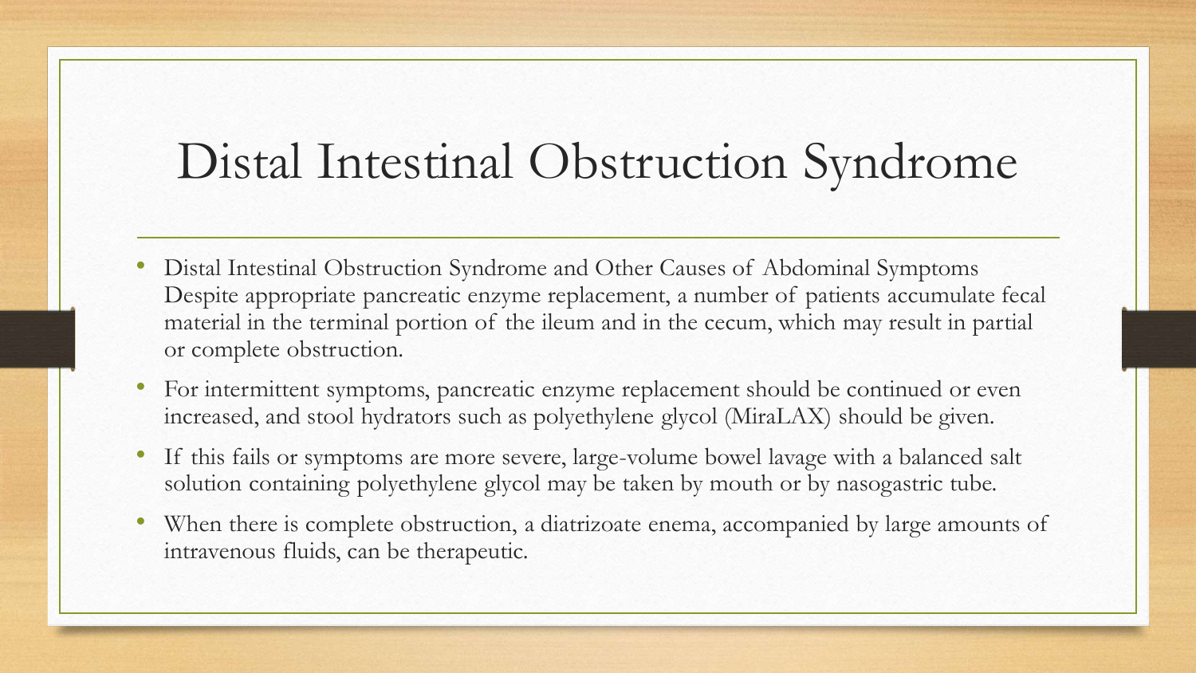# Distal Intestinal Obstruction Syndrome

- Distal Intestinal Obstruction Syndrome and Other Causes of Abdominal Symptoms Despite appropriate pancreatic enzyme replacement, a number of patients accumulate fecal material in the terminal portion of the ileum and in the cecum, which may result in partial or complete obstruction.
- For intermittent symptoms, pancreatic enzyme replacement should be continued or even increased, and stool hydrators such as polyethylene glycol (MiraLAX) should be given.
- If this fails or symptoms are more severe, large-volume bowel lavage with a balanced salt solution containing polyethylene glycol may be taken by mouth or by nasogastric tube.
- When there is complete obstruction, a diatrizoate enema, accompanied by large amounts of intravenous fluids, can be therapeutic.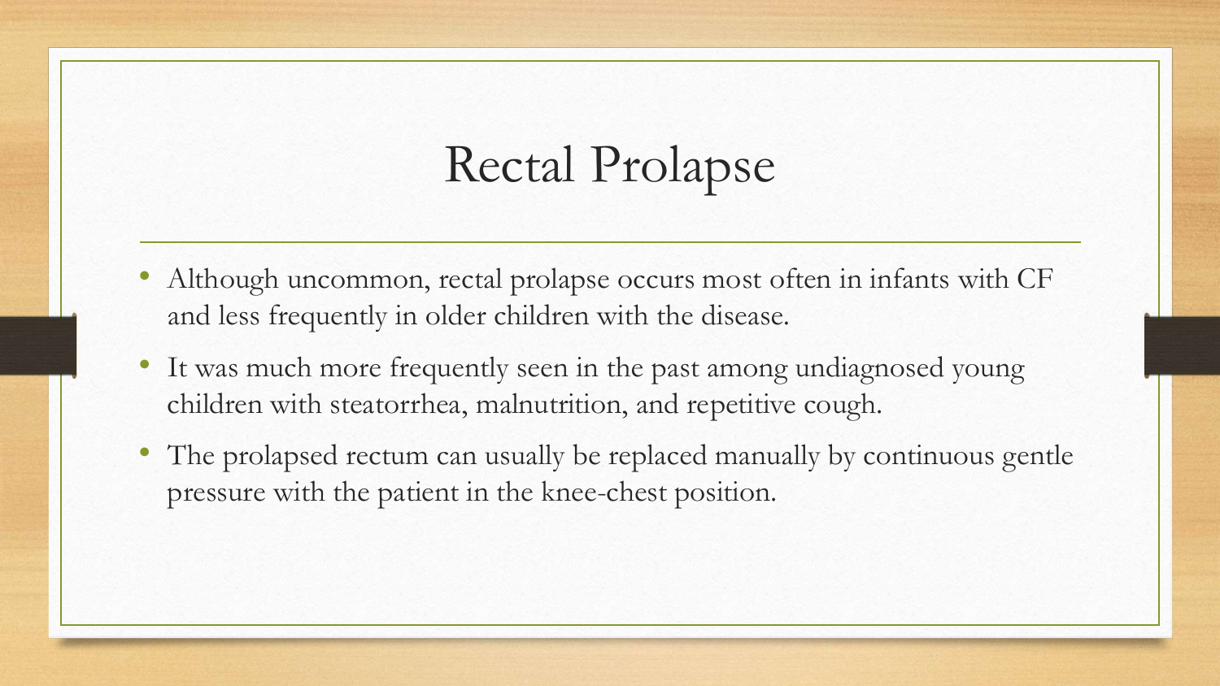# Rectal Prolapse

- Although uncommon, rectal prolapse occurs most often in infants with CF and less frequently in older children with the disease.
- It was much more frequently seen in the past among undiagnosed young children with steatorrhea, malnutrition, and repetitive cough.
- The prolapsed rectum can usually be replaced manually by continuous gentle pressure with the patient in the knee-chest position.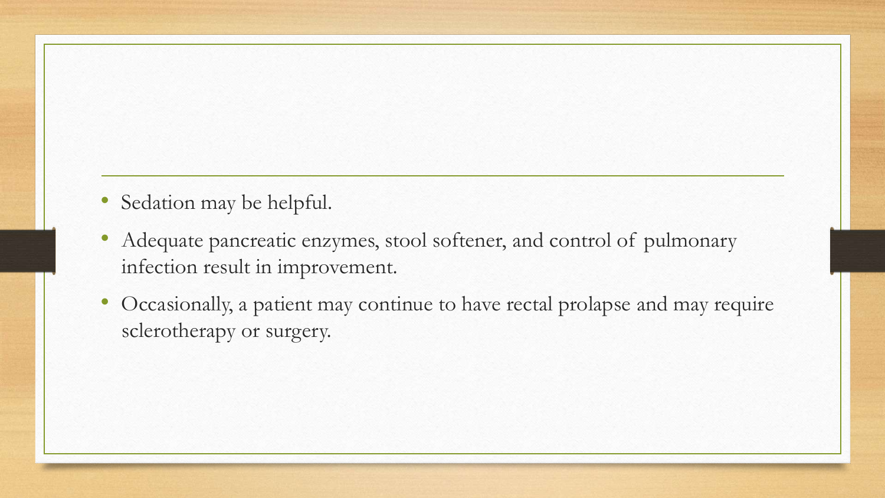- Sedation may be helpful.
- Adequate pancreatic enzymes, stool softener, and control of pulmonary infection result in improvement.
- Occasionally, a patient may continue to have rectal prolapse and may require sclerotherapy or surgery.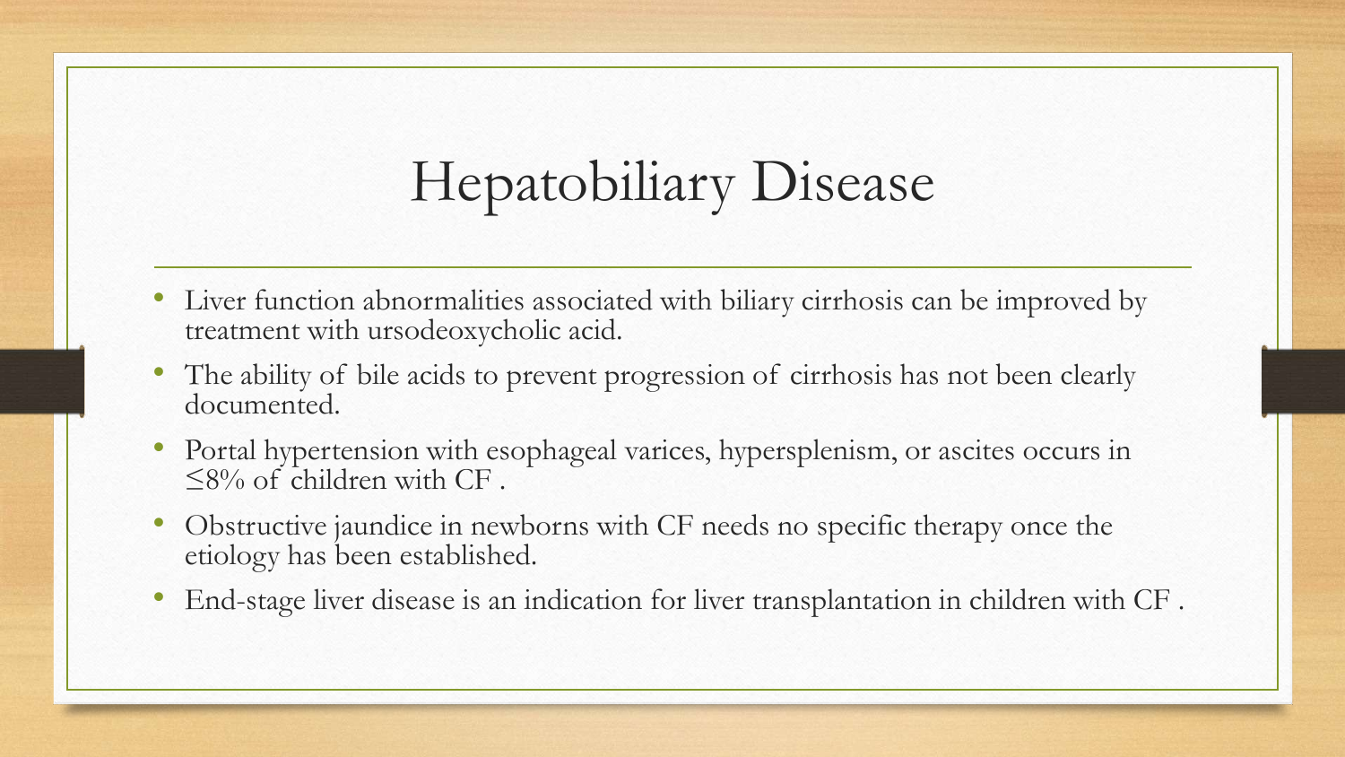# Hepatobiliary Disease

- Liver function abnormalities associated with biliary cirrhosis can be improved by treatment with ursodeoxycholic acid.
- The ability of bile acids to prevent progression of cirrhosis has not been clearly documented.
- Portal hypertension with esophageal varices, hypersplenism, or ascites occurs in ≤8% of children with CF .
- Obstructive jaundice in newborns with CF needs no specific therapy once the etiology has been established.
- End-stage liver disease is an indication for liver transplantation in children with CF .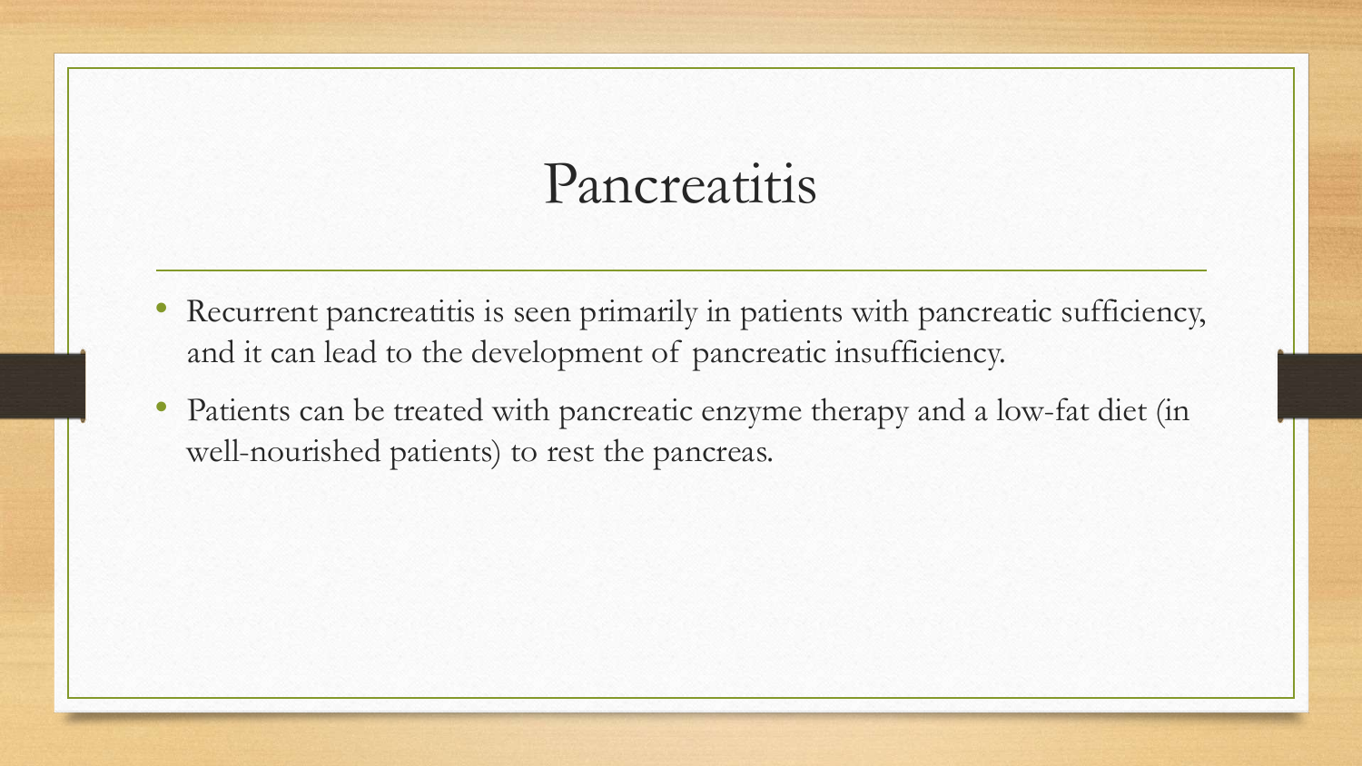# Pancreatitis

- Recurrent pancreatitis is seen primarily in patients with pancreatic sufficiency, and it can lead to the development of pancreatic insufficiency.
- Patients can be treated with pancreatic enzyme therapy and a low-fat diet (in well-nourished patients) to rest the pancreas.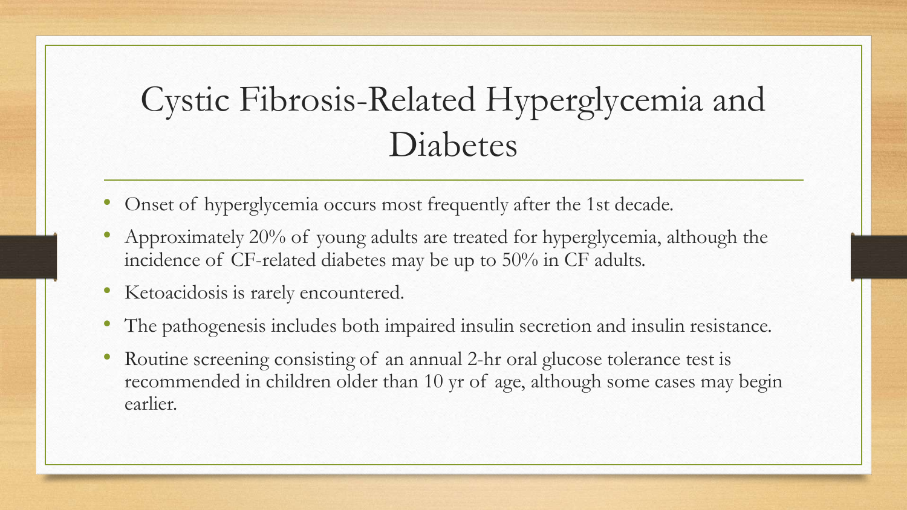# Cystic Fibrosis-Related Hyperglycemia and Diabetes

- Onset of hyperglycemia occurs most frequently after the 1st decade.
- Approximately 20% of young adults are treated for hyperglycemia, although the incidence of CF-related diabetes may be up to 50% in CF adults.
- Ketoacidosis is rarely encountered.
- The pathogenesis includes both impaired insulin secretion and insulin resistance.
- Routine screening consisting of an annual 2-hr oral glucose tolerance test is recommended in children older than 10 yr of age, although some cases may begin earlier.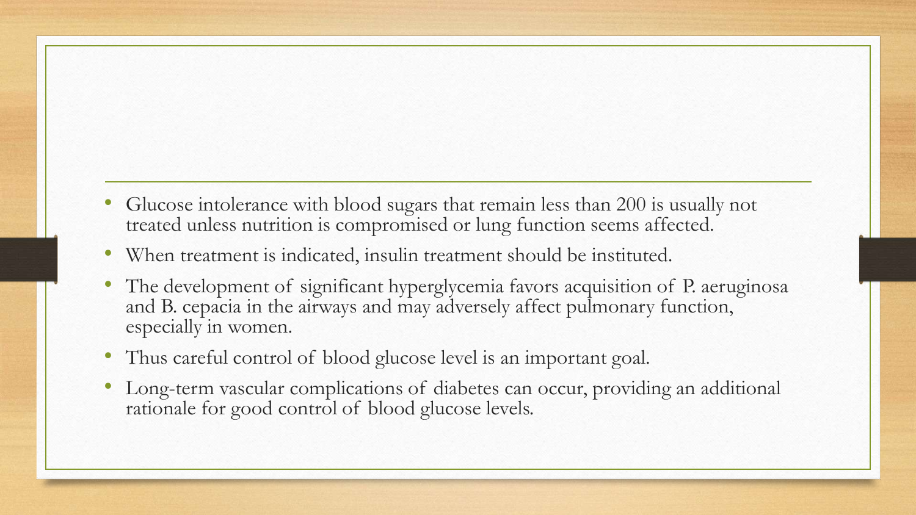- Glucose intolerance with blood sugars that remain less than 200 is usually not treated unless nutrition is compromised or lung function seems affected.
- When treatment is indicated, insulin treatment should be instituted.
- The development of significant hyperglycemia favors acquisition of P. aeruginosa and B. cepacia in the airways and may adversely affect pulmonary function, especially in women.
- Thus careful control of blood glucose level is an important goal.
- Long-term vascular complications of diabetes can occur, providing an additional rationale for good control of blood glucose levels.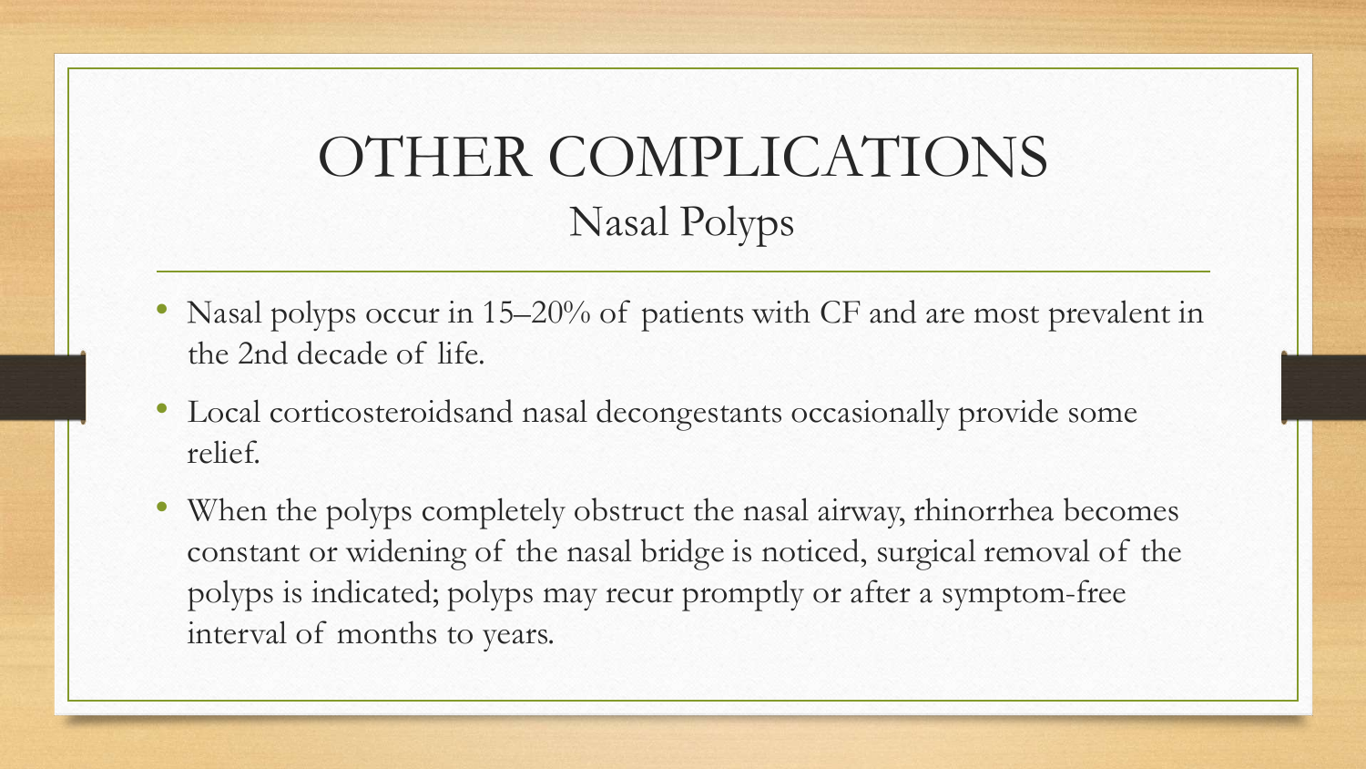# OTHER COMPLICATIONS

## Nasal Polyps

- Nasal polyps occur in 15–20% of patients with CF and are most prevalent in the 2nd decade of life.
- Local corticosteroidsand nasal decongestants occasionally provide some relief.
- When the polyps completely obstruct the nasal airway, rhinorrhea becomes constant or widening of the nasal bridge is noticed, surgical removal of the polyps is indicated; polyps may recur promptly or after a symptom-free interval of months to years.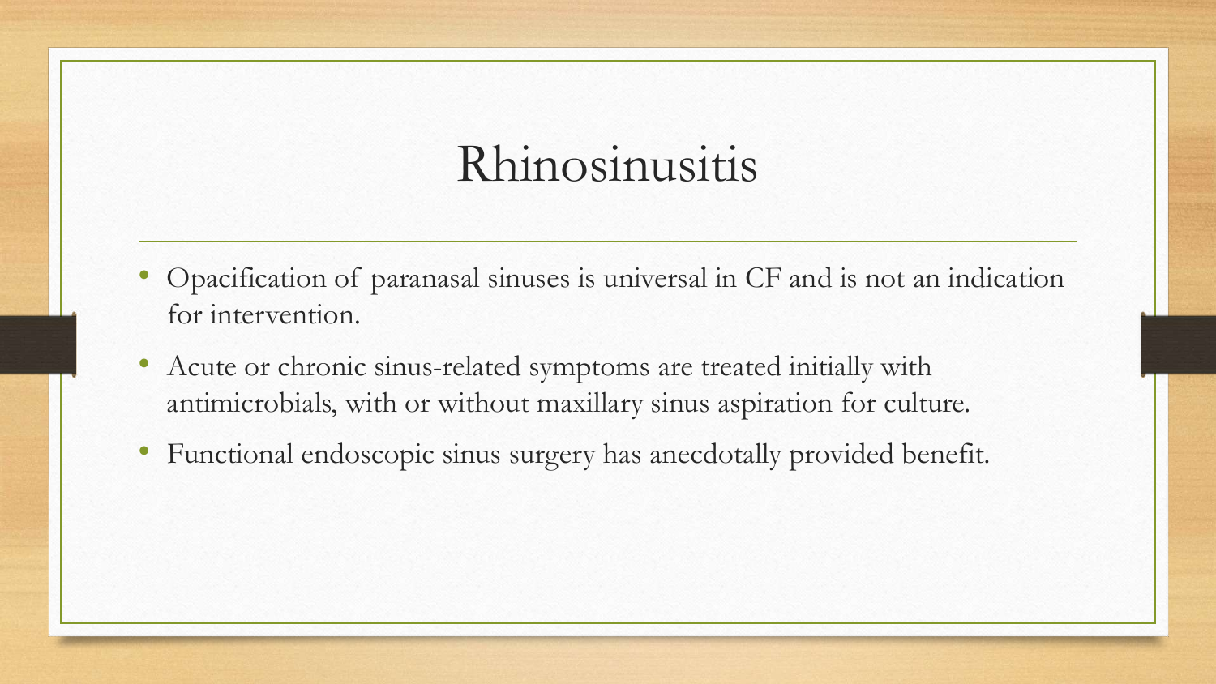# Rhinosinusitis

- Opacification of paranasal sinuses is universal in CF and is not an indication for intervention.
- Acute or chronic sinus-related symptoms are treated initially with antimicrobials, with or without maxillary sinus aspiration for culture.
- Functional endoscopic sinus surgery has anecdotally provided benefit.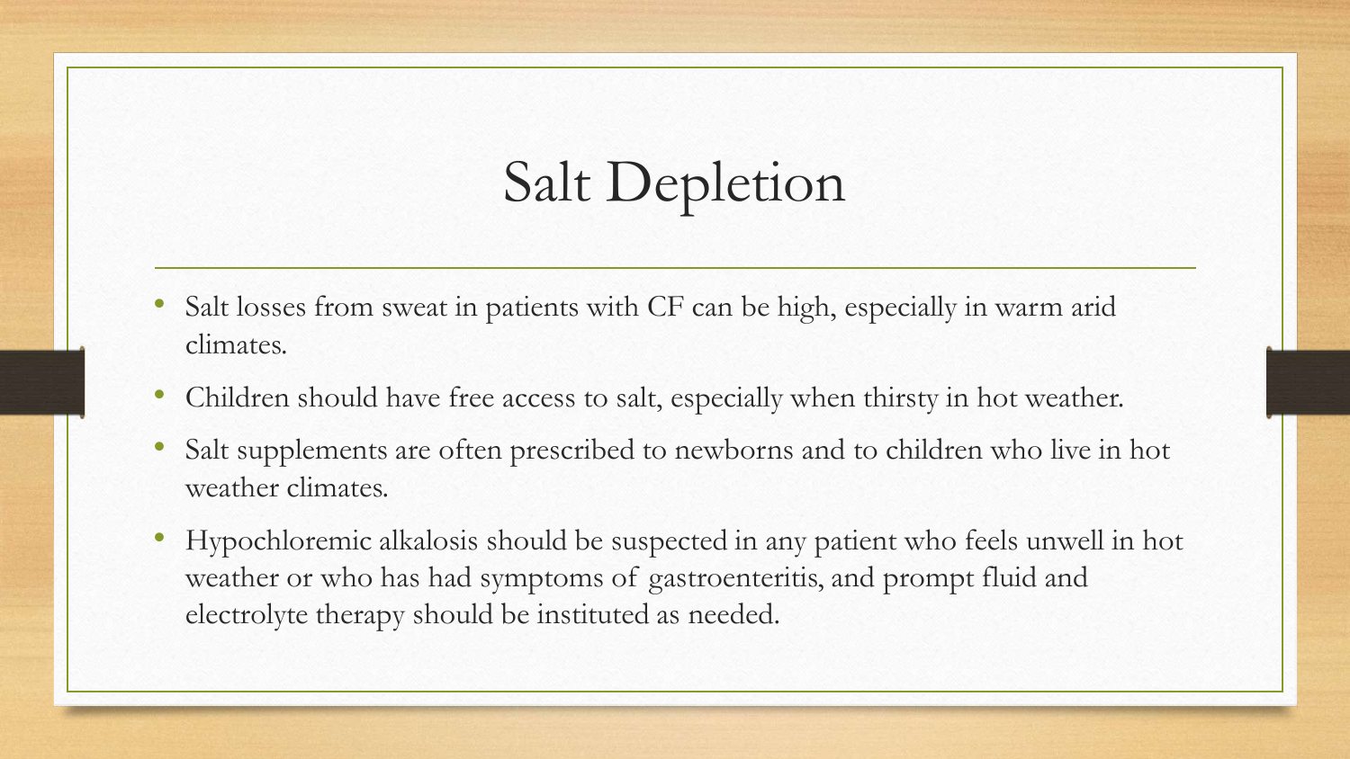# Salt Depletion

- Salt losses from sweat in patients with CF can be high, especially in warm arid climates.
- Children should have free access to salt, especially when thirsty in hot weather.
- Salt supplements are often prescribed to newborns and to children who live in hot weather climates.
- Hypochloremic alkalosis should be suspected in any patient who feels unwell in hot weather or who has had symptoms of gastroenteritis, and prompt fluid and electrolyte therapy should be instituted as needed.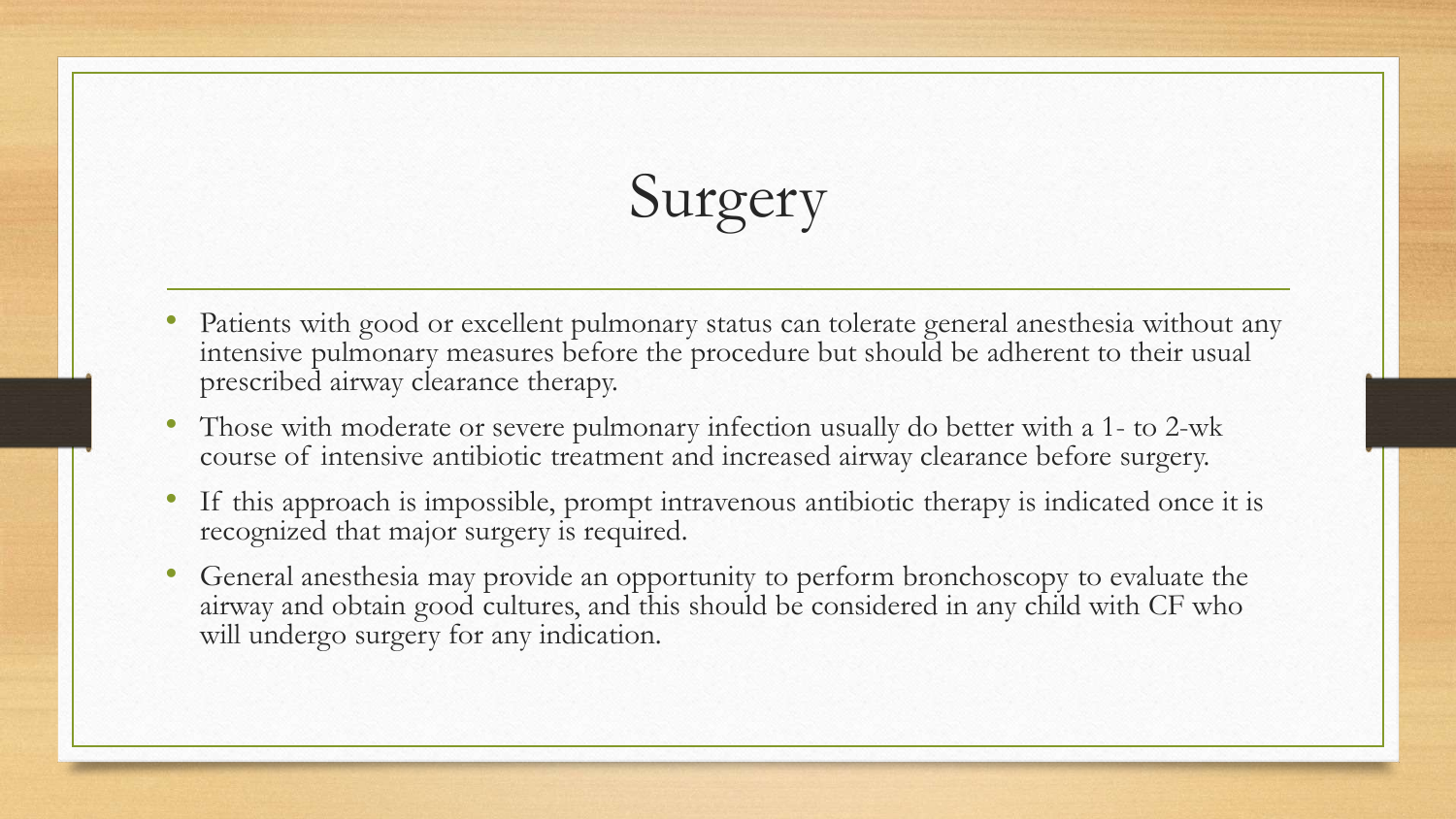# Surgery

- Patients with good or excellent pulmonary status can tolerate general anesthesia without any intensive pulmonary measures before the procedure but should be adherent to their usual prescribed airway clearance therapy.
- Those with moderate or severe pulmonary infection usually do better with a 1- to 2-wk course of intensive antibiotic treatment and increased airway clearance before surgery.
- If this approach is impossible, prompt intravenous antibiotic therapy is indicated once it is recognized that major surgery is required.
- General anesthesia may provide an opportunity to perform bronchoscopy to evaluate the airway and obtain good cultures, and this should be considered in any child with CF who will undergo surgery for any indication.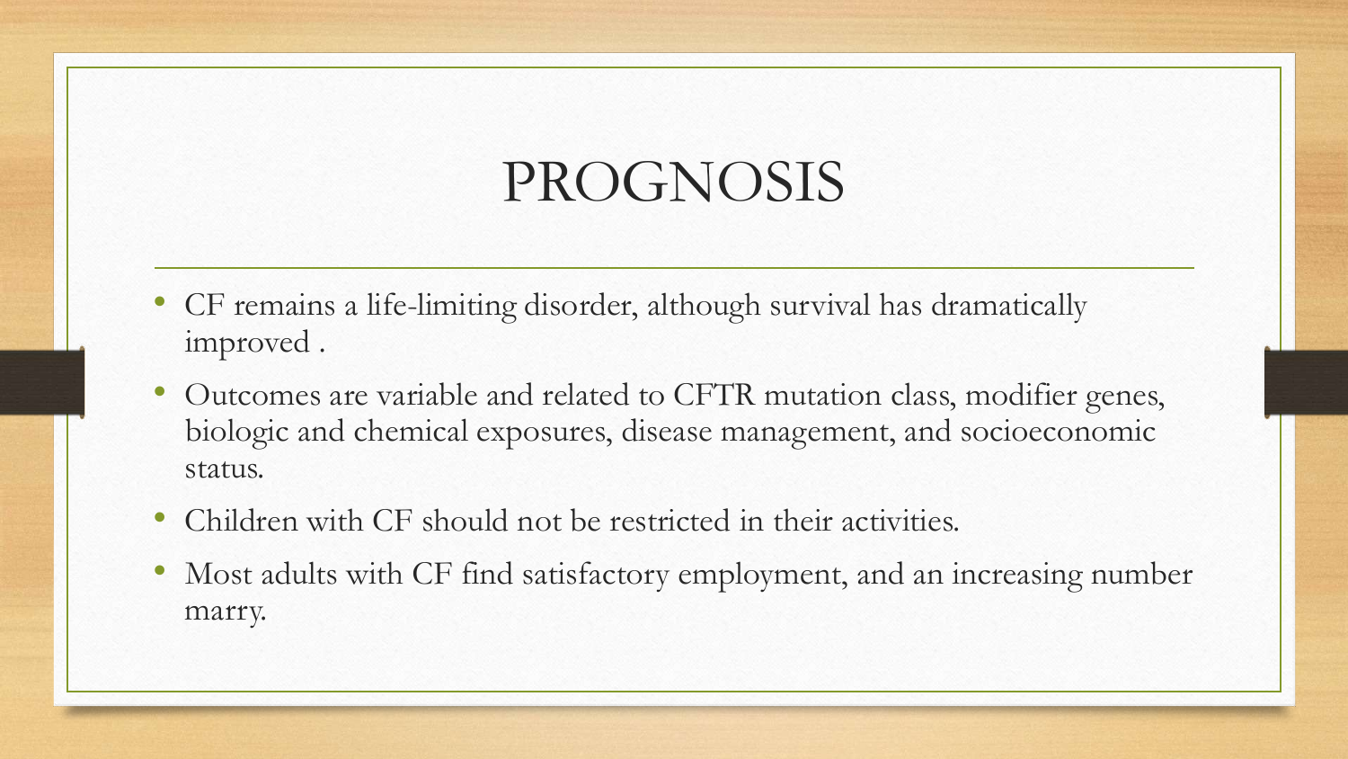# PROGNOSIS

- CF remains a life-limiting disorder, although survival has dramatically improved .
- Outcomes are variable and related to CFTR mutation class, modifier genes, biologic and chemical exposures, disease management, and socioeconomic status.
- Children with CF should not be restricted in their activities.
- Most adults with CF find satisfactory employment, and an increasing number marry.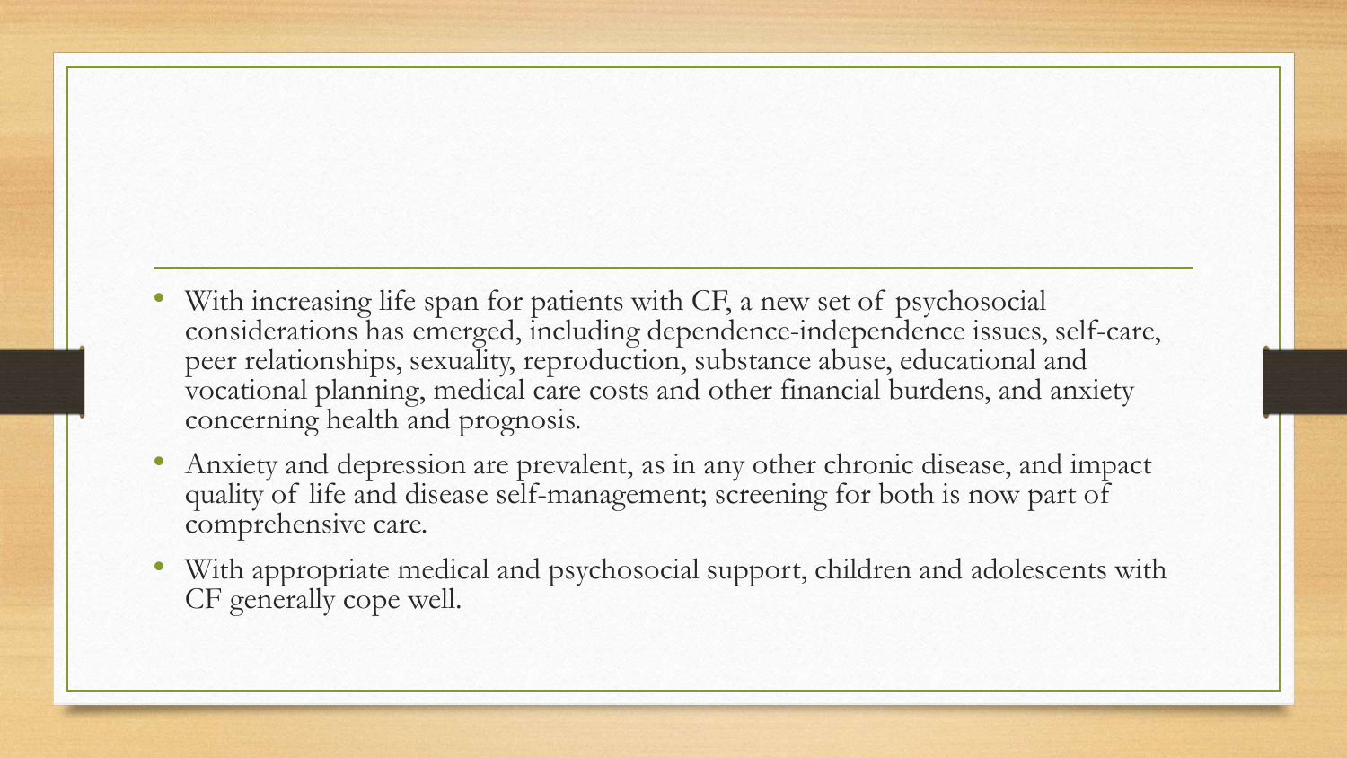- With increasing life span for patients with CF, a new set of psychosocial considerations has emerged, including dependence-independence issues, self-care, peer relationships, sexuality, reproduction, substance abuse, educational and vocational planning, medical care costs and other financial burdens, and anxiety concerning health and prognosis.
- Anxiety and depression are prevalent, as in any other chronic disease, and impact quality of life and disease self-management; screening for both is now part of comprehensive care.
- With appropriate medical and psychosocial support, children and adolescents with CF generally cope well.